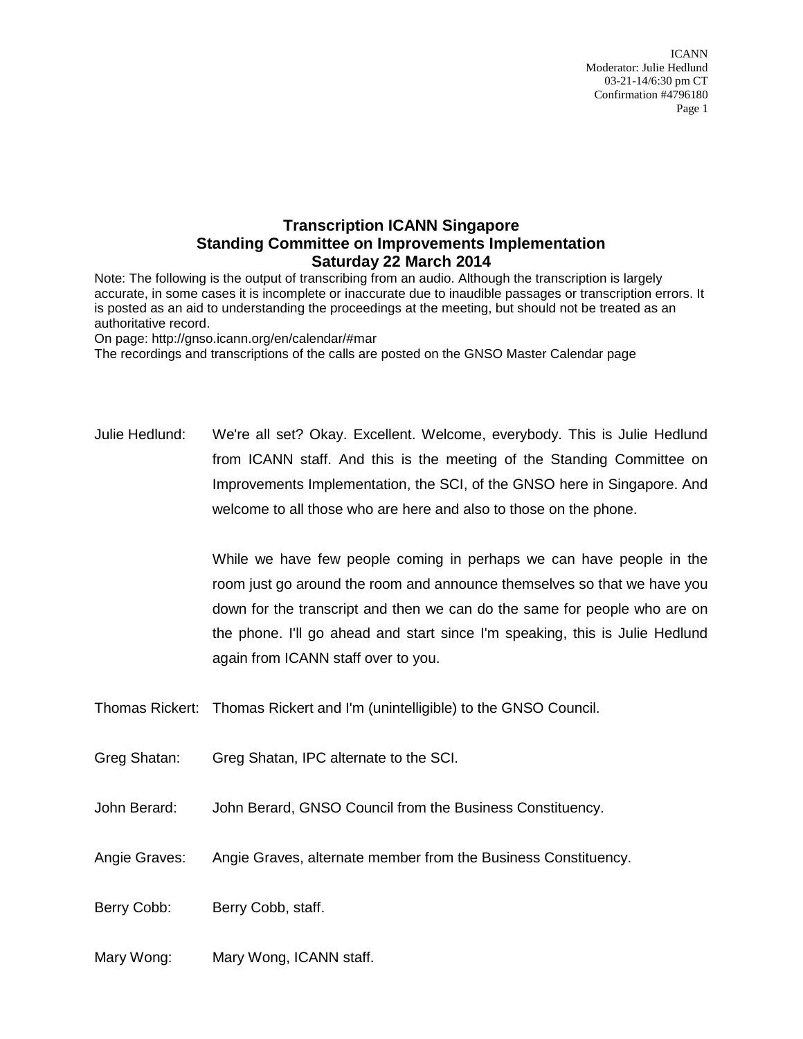# Transcription ICANN Singapore
# Standing Committee on Improvements Implementation
# Saturday 22 March 2014

Note: The following is the output of transcribing from an audio. Although the transcription is largely accurate, in some cases it is incomplete or inaccurate due to inaudible passages or transcription errors. It is posted as an aid to understanding the proceedings at the meeting, but should not be treated as an authoritative record.
On page: http://gnso.icann.org/en/calendar/#mar
The recordings and transcriptions of the calls are posted on the GNSO Master Calendar page

Julie Hedlund: We're all set? Okay. Excellent. Welcome, everybody. This is Julie Hedlund from ICANN staff. And this is the meeting of the Standing Committee on Improvements Implementation, the SCI, of the GNSO here in Singapore. And welcome to all those who are here and also to those on the phone.

While we have few people coming in perhaps we can have people in the room just go around the room and announce themselves so that we have you down for the transcript and then we can do the same for people who are on the phone. I'll go ahead and start since I'm speaking, this is Julie Hedlund again from ICANN staff over to you.

Thomas Rickert: Thomas Rickert and I'm (unintelligible) to the GNSO Council.

Greg Shatan: Greg Shatan, IPC alternate to the SCI.

John Berard: John Berard, GNSO Council from the Business Constituency.

Angie Graves: Angie Graves, alternate member from the Business Constituency.

Berry Cobb: Berry Cobb, staff.

Mary Wong: Mary Wong, ICANN staff.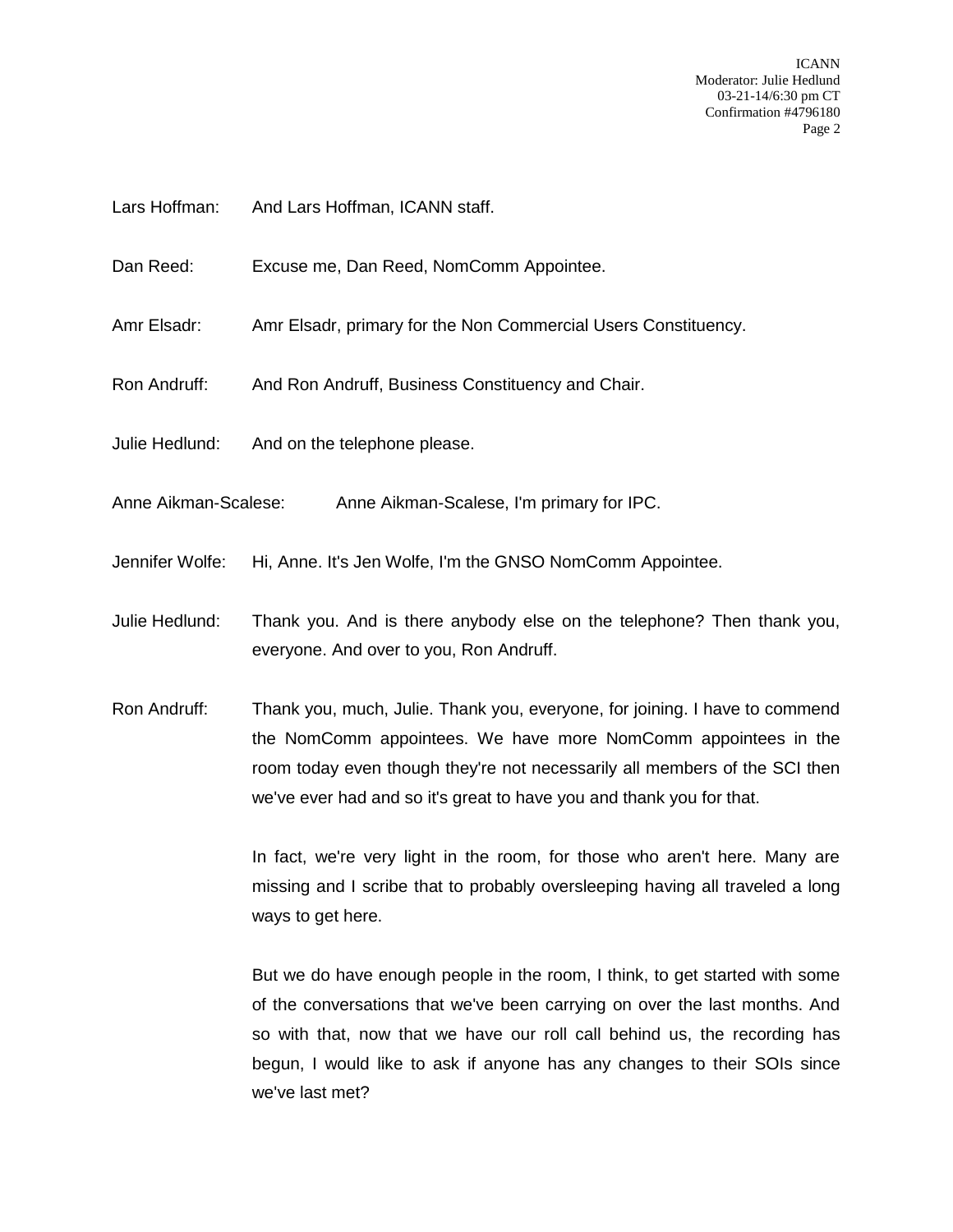Lars Hoffman: And Lars Hoffman, ICANN staff.

Dan Reed: Excuse me, Dan Reed, NomComm Appointee.

Amr Elsadr: Amr Elsadr, primary for the Non Commercial Users Constituency.

Ron Andruff: And Ron Andruff, Business Constituency and Chair.

Julie Hedlund: And on the telephone please.

Anne Aikman-Scalese: Anne Aikman-Scalese, I'm primary for IPC.

Jennifer Wolfe: Hi, Anne. It's Jen Wolfe, I'm the GNSO NomComm Appointee.

Julie Hedlund: Thank you. And is there anybody else on the telephone? Then thank you, everyone. And over to you, Ron Andruff.

Ron Andruff: Thank you, much, Julie. Thank you, everyone, for joining. I have to commend the NomComm appointees. We have more NomComm appointees in the room today even though they're not necessarily all members of the SCI then we've ever had and so it's great to have you and thank you for that.

In fact, we're very light in the room, for those who aren't here. Many are missing and I scribe that to probably oversleeping having all traveled a long ways to get here.

But we do have enough people in the room, I think, to get started with some of the conversations that we've been carrying on over the last months. And so with that, now that we have our roll call behind us, the recording has begun, I would like to ask if anyone has any changes to their SOIs since we've last met?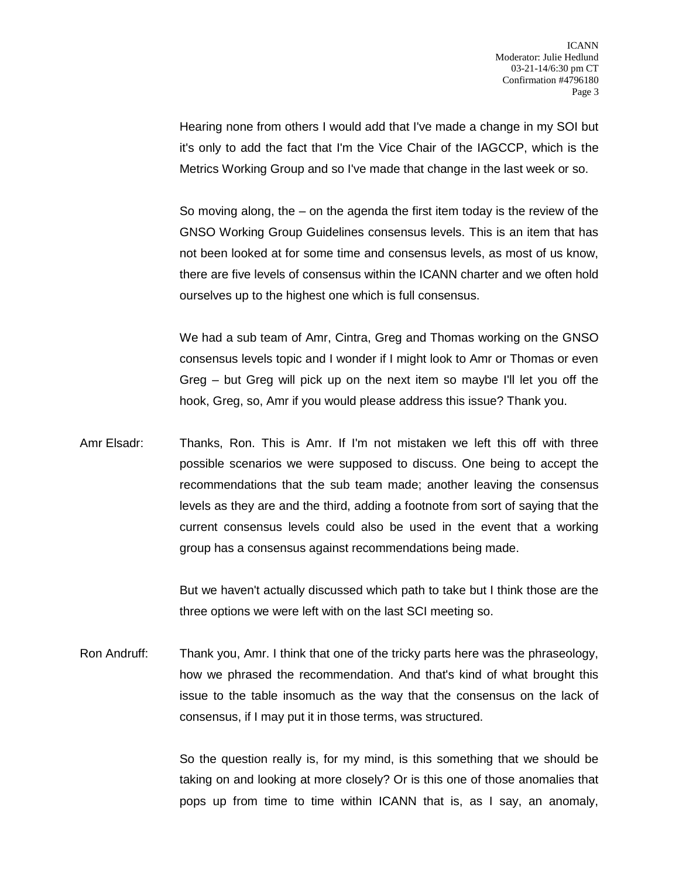Hearing none from others I would add that I've made a change in my SOI but it's only to add the fact that I'm the Vice Chair of the IAGCCP, which is the Metrics Working Group and so I've made that change in the last week or so.

So moving along, the – on the agenda the first item today is the review of the GNSO Working Group Guidelines consensus levels. This is an item that has not been looked at for some time and consensus levels, as most of us know, there are five levels of consensus within the ICANN charter and we often hold ourselves up to the highest one which is full consensus.

We had a sub team of Amr, Cintra, Greg and Thomas working on the GNSO consensus levels topic and I wonder if I might look to Amr or Thomas or even Greg – but Greg will pick up on the next item so maybe I'll let you off the hook, Greg, so, Amr if you would please address this issue? Thank you.

Amr Elsadr: Thanks, Ron. This is Amr. If I'm not mistaken we left this off with three possible scenarios we were supposed to discuss. One being to accept the recommendations that the sub team made; another leaving the consensus levels as they are and the third, adding a footnote from sort of saying that the current consensus levels could also be used in the event that a working group has a consensus against recommendations being made.

But we haven't actually discussed which path to take but I think those are the three options we were left with on the last SCI meeting so.

Ron Andruff: Thank you, Amr. I think that one of the tricky parts here was the phraseology, how we phrased the recommendation. And that's kind of what brought this issue to the table insomuch as the way that the consensus on the lack of consensus, if I may put it in those terms, was structured.

So the question really is, for my mind, is this something that we should be taking on and looking at more closely? Or is this one of those anomalies that pops up from time to time within ICANN that is, as I say, an anomaly,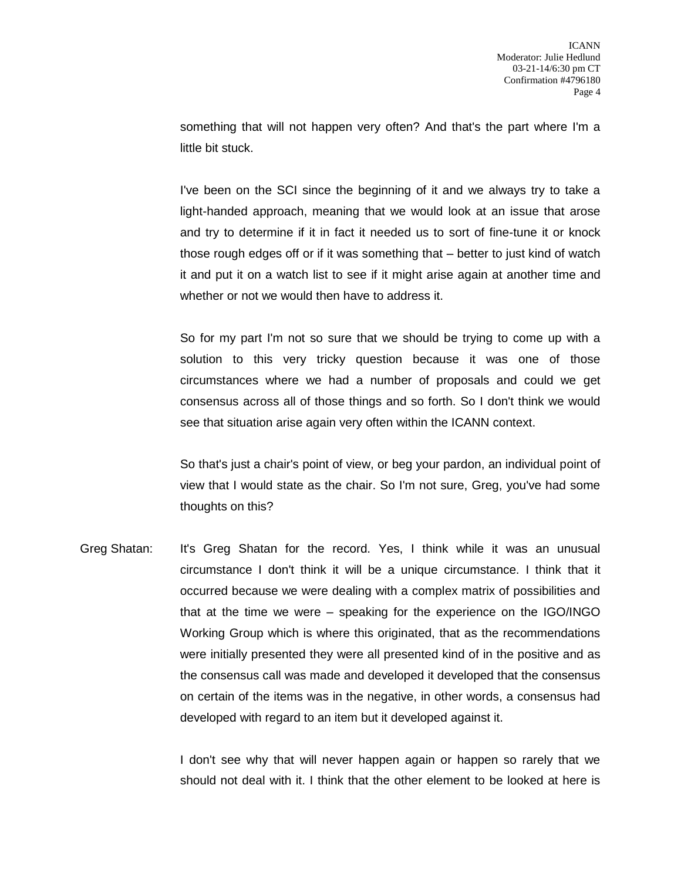something that will not happen very often? And that's the part where I'm a little bit stuck.

I've been on the SCI since the beginning of it and we always try to take a light-handed approach, meaning that we would look at an issue that arose and try to determine if it in fact it needed us to sort of fine-tune it or knock those rough edges off or if it was something that – better to just kind of watch it and put it on a watch list to see if it might arise again at another time and whether or not we would then have to address it.

So for my part I'm not so sure that we should be trying to come up with a solution to this very tricky question because it was one of those circumstances where we had a number of proposals and could we get consensus across all of those things and so forth. So I don't think we would see that situation arise again very often within the ICANN context.

So that's just a chair's point of view, or beg your pardon, an individual point of view that I would state as the chair. So I'm not sure, Greg, you've had some thoughts on this?

Greg Shatan: It's Greg Shatan for the record. Yes, I think while it was an unusual circumstance I don't think it will be a unique circumstance. I think that it occurred because we were dealing with a complex matrix of possibilities and that at the time we were – speaking for the experience on the IGO/INGO Working Group which is where this originated, that as the recommendations were initially presented they were all presented kind of in the positive and as the consensus call was made and developed it developed that the consensus on certain of the items was in the negative, in other words, a consensus had developed with regard to an item but it developed against it.

I don't see why that will never happen again or happen so rarely that we should not deal with it. I think that the other element to be looked at here is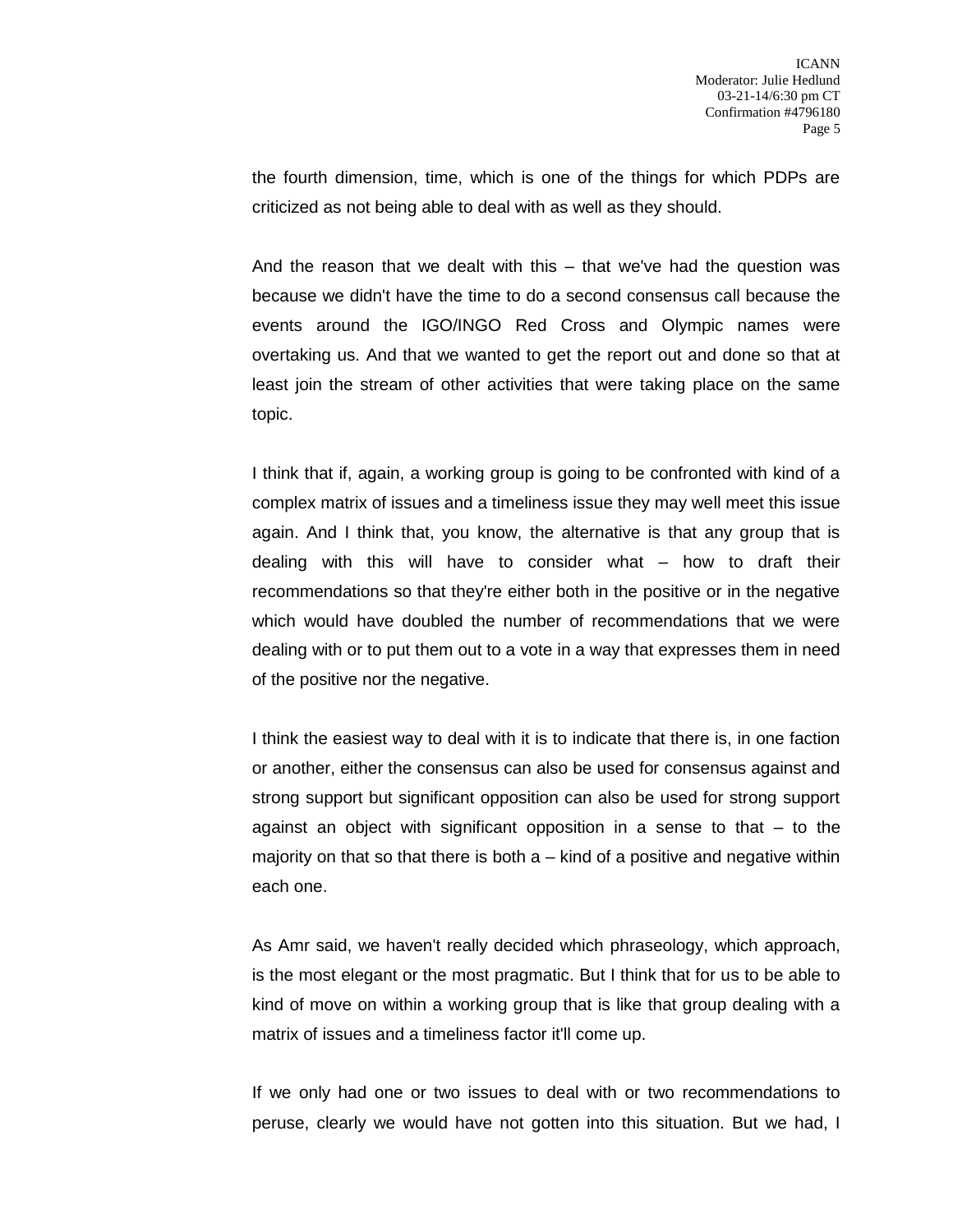the fourth dimension, time, which is one of the things for which PDPs are criticized as not being able to deal with as well as they should.

And the reason that we dealt with this – that we've had the question was because we didn't have the time to do a second consensus call because the events around the IGO/INGO Red Cross and Olympic names were overtaking us. And that we wanted to get the report out and done so that at least join the stream of other activities that were taking place on the same topic.

I think that if, again, a working group is going to be confronted with kind of a complex matrix of issues and a timeliness issue they may well meet this issue again. And I think that, you know, the alternative is that any group that is dealing with this will have to consider what – how to draft their recommendations so that they're either both in the positive or in the negative which would have doubled the number of recommendations that we were dealing with or to put them out to a vote in a way that expresses them in need of the positive nor the negative.

I think the easiest way to deal with it is to indicate that there is, in one faction or another, either the consensus can also be used for consensus against and strong support but significant opposition can also be used for strong support against an object with significant opposition in a sense to that – to the majority on that so that there is both a – kind of a positive and negative within each one.

As Amr said, we haven't really decided which phraseology, which approach, is the most elegant or the most pragmatic. But I think that for us to be able to kind of move on within a working group that is like that group dealing with a matrix of issues and a timeliness factor it'll come up.

If we only had one or two issues to deal with or two recommendations to peruse, clearly we would have not gotten into this situation. But we had, I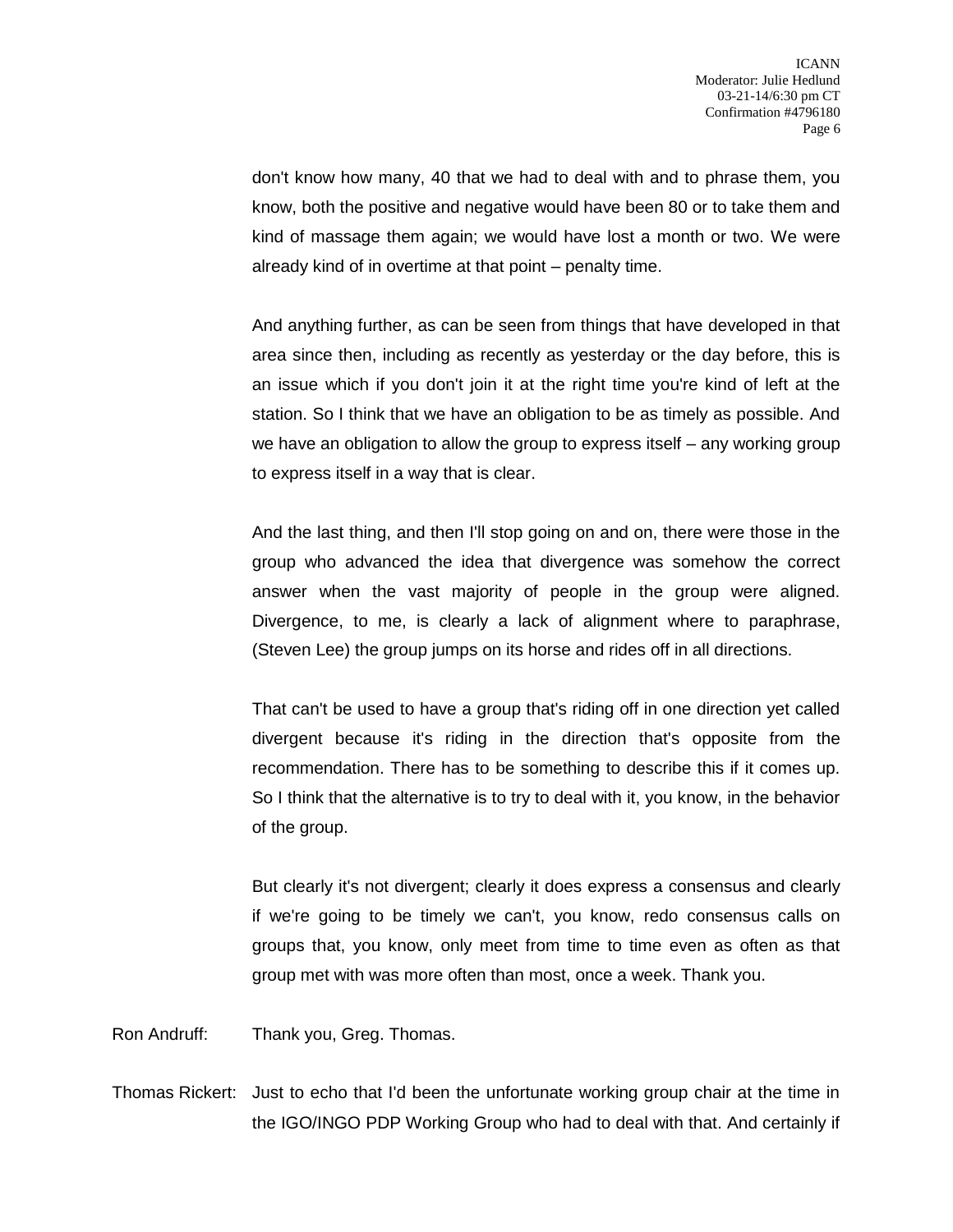don't know how many, 40 that we had to deal with and to phrase them, you know, both the positive and negative would have been 80 or to take them and kind of massage them again; we would have lost a month or two. We were already kind of in overtime at that point – penalty time.

And anything further, as can be seen from things that have developed in that area since then, including as recently as yesterday or the day before, this is an issue which if you don't join it at the right time you're kind of left at the station. So I think that we have an obligation to be as timely as possible. And we have an obligation to allow the group to express itself – any working group to express itself in a way that is clear.

And the last thing, and then I'll stop going on and on, there were those in the group who advanced the idea that divergence was somehow the correct answer when the vast majority of people in the group were aligned. Divergence, to me, is clearly a lack of alignment where to paraphrase, (Steven Lee) the group jumps on its horse and rides off in all directions.

That can't be used to have a group that's riding off in one direction yet called divergent because it's riding in the direction that's opposite from the recommendation. There has to be something to describe this if it comes up. So I think that the alternative is to try to deal with it, you know, in the behavior of the group.

But clearly it's not divergent; clearly it does express a consensus and clearly if we're going to be timely we can't, you know, redo consensus calls on groups that, you know, only meet from time to time even as often as that group met with was more often than most, once a week. Thank you.

Ron Andruff: Thank you, Greg. Thomas.

Thomas Rickert: Just to echo that I'd been the unfortunate working group chair at the time in the IGO/INGO PDP Working Group who had to deal with that. And certainly if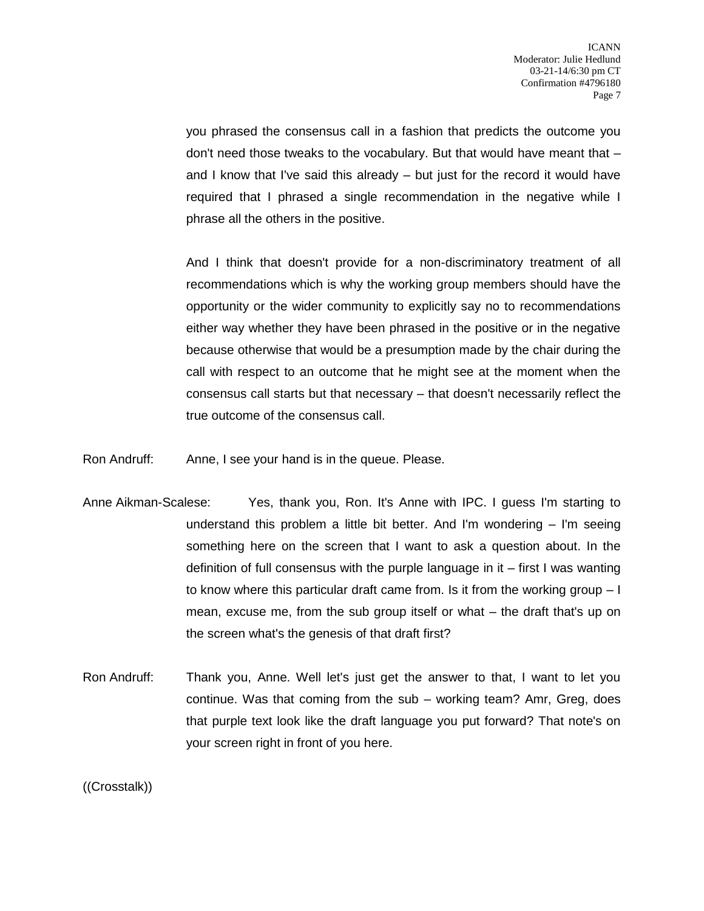you phrased the consensus call in a fashion that predicts the outcome you don't need those tweaks to the vocabulary. But that would have meant that – and I know that I've said this already – but just for the record it would have required that I phrased a single recommendation in the negative while I phrase all the others in the positive.

And I think that doesn't provide for a non-discriminatory treatment of all recommendations which is why the working group members should have the opportunity or the wider community to explicitly say no to recommendations either way whether they have been phrased in the positive or in the negative because otherwise that would be a presumption made by the chair during the call with respect to an outcome that he might see at the moment when the consensus call starts but that necessary – that doesn't necessarily reflect the true outcome of the consensus call.

Ron Andruff: Anne, I see your hand is in the queue. Please.

Anne Aikman-Scalese: Yes, thank you, Ron. It's Anne with IPC. I guess I'm starting to understand this problem a little bit better. And I'm wondering – I'm seeing something here on the screen that I want to ask a question about. In the definition of full consensus with the purple language in it – first I was wanting to know where this particular draft came from. Is it from the working group – I mean, excuse me, from the sub group itself or what – the draft that's up on the screen what's the genesis of that draft first?

Ron Andruff: Thank you, Anne. Well let's just get the answer to that, I want to let you continue. Was that coming from the sub – working team? Amr, Greg, does that purple text look like the draft language you put forward? That note's on your screen right in front of you here.

((Crosstalk))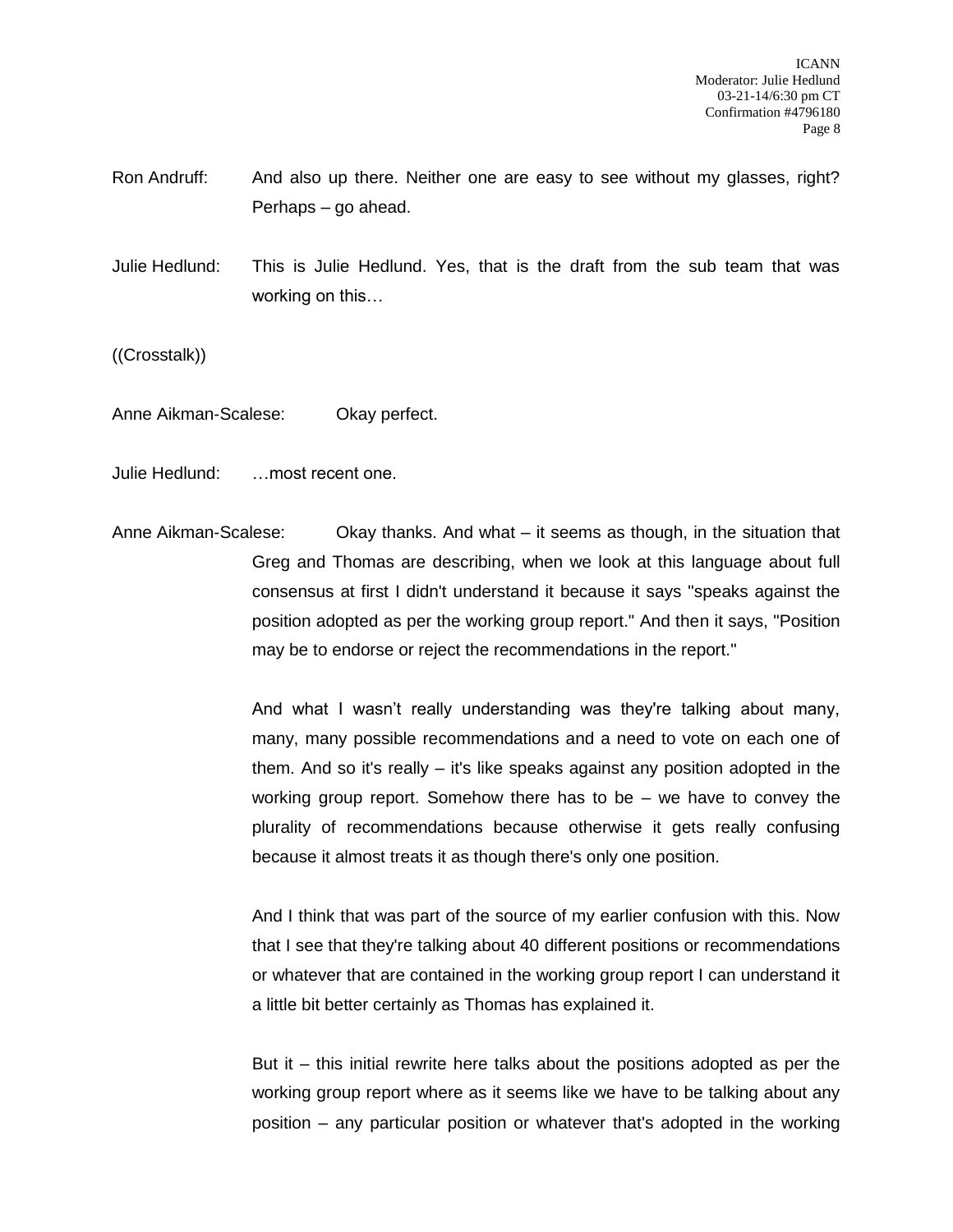Ron Andruff: And also up there. Neither one are easy to see without my glasses, right? Perhaps – go ahead.

Julie Hedlund: This is Julie Hedlund. Yes, that is the draft from the sub team that was working on this…

((Crosstalk))

Anne Aikman-Scalese: Okay perfect.

Julie Hedlund: …most recent one.

Anne Aikman-Scalese: Okay thanks. And what – it seems as though, in the situation that Greg and Thomas are describing, when we look at this language about full consensus at first I didn't understand it because it says "speaks against the position adopted as per the working group report." And then it says, "Position may be to endorse or reject the recommendations in the report."

And what I wasn't really understanding was they're talking about many, many, many possible recommendations and a need to vote on each one of them. And so it's really – it's like speaks against any position adopted in the working group report. Somehow there has to be – we have to convey the plurality of recommendations because otherwise it gets really confusing because it almost treats it as though there's only one position.

And I think that was part of the source of my earlier confusion with this. Now that I see that they're talking about 40 different positions or recommendations or whatever that are contained in the working group report I can understand it a little bit better certainly as Thomas has explained it.

But it – this initial rewrite here talks about the positions adopted as per the working group report where as it seems like we have to be talking about any position – any particular position or whatever that's adopted in the working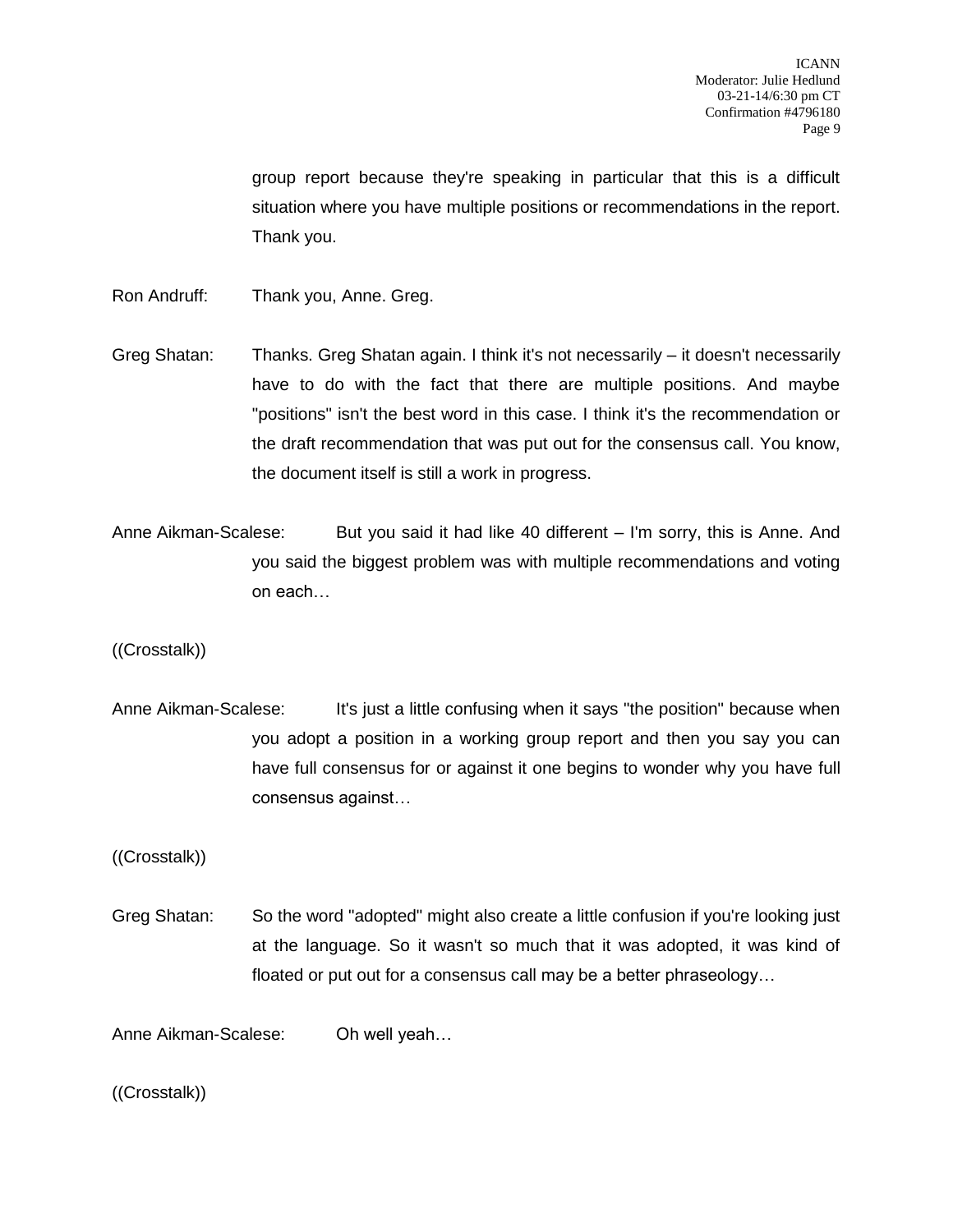group report because they're speaking in particular that this is a difficult situation where you have multiple positions or recommendations in the report. Thank you.

Ron Andruff: Thank you, Anne. Greg.

Greg Shatan: Thanks. Greg Shatan again. I think it's not necessarily – it doesn't necessarily have to do with the fact that there are multiple positions. And maybe "positions" isn't the best word in this case. I think it's the recommendation or the draft recommendation that was put out for the consensus call. You know, the document itself is still a work in progress.

Anne Aikman-Scalese: But you said it had like 40 different – I'm sorry, this is Anne. And you said the biggest problem was with multiple recommendations and voting on each…

((Crosstalk))

Anne Aikman-Scalese: It's just a little confusing when it says "the position" because when you adopt a position in a working group report and then you say you can have full consensus for or against it one begins to wonder why you have full consensus against…

((Crosstalk))

Greg Shatan: So the word "adopted" might also create a little confusion if you're looking just at the language. So it wasn't so much that it was adopted, it was kind of floated or put out for a consensus call may be a better phraseology…

Anne Aikman-Scalese: Oh well yeah…

((Crosstalk))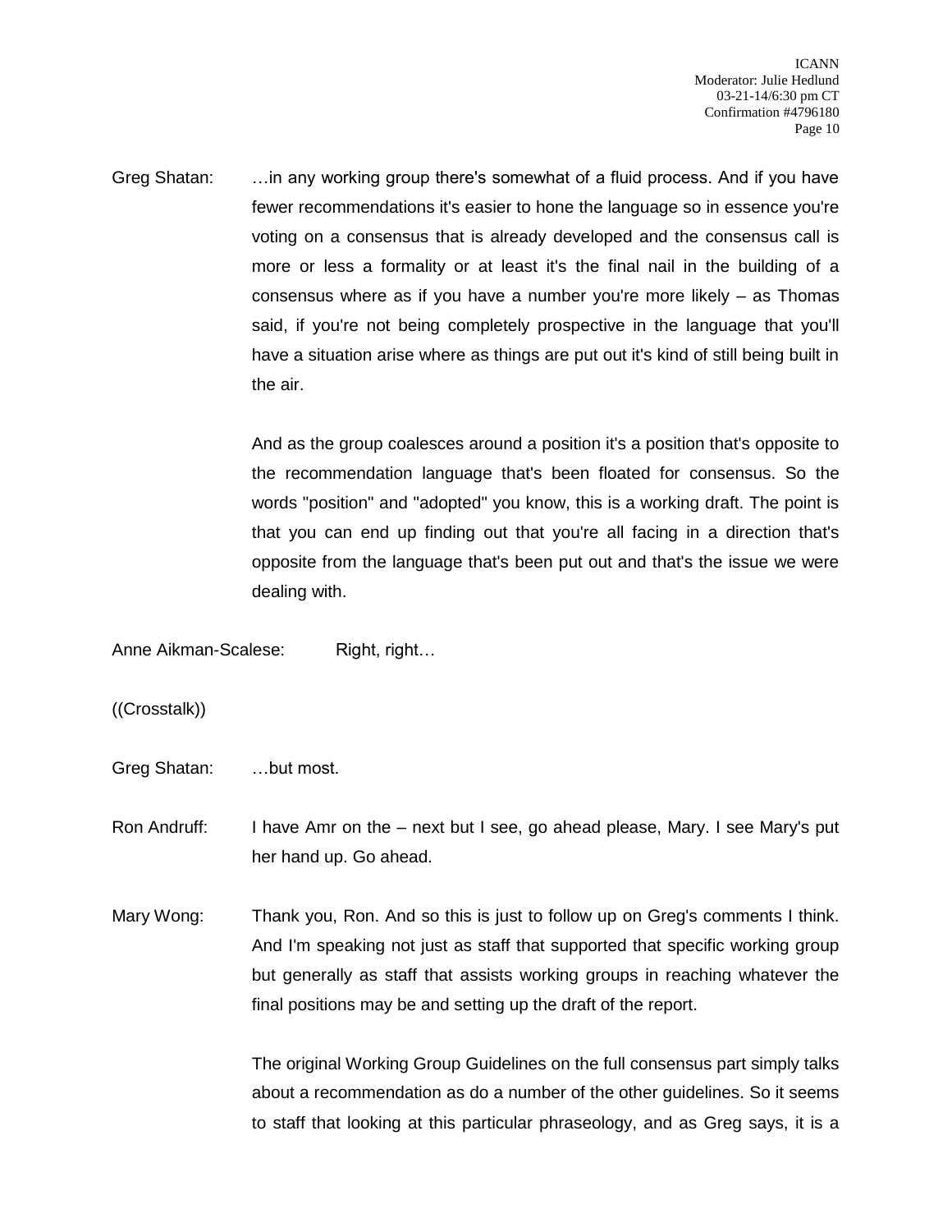Greg Shatan: …in any working group there's somewhat of a fluid process. And if you have fewer recommendations it's easier to hone the language so in essence you're voting on a consensus that is already developed and the consensus call is more or less a formality or at least it's the final nail in the building of a consensus where as if you have a number you're more likely – as Thomas said, if you're not being completely prospective in the language that you'll have a situation arise where as things are put out it's kind of still being built in the air.

And as the group coalesces around a position it's a position that's opposite to the recommendation language that's been floated for consensus. So the words "position" and "adopted" you know, this is a working draft. The point is that you can end up finding out that you're all facing in a direction that's opposite from the language that's been put out and that's the issue we were dealing with.

Anne Aikman-Scalese: Right, right…

((Crosstalk))

Greg Shatan: …but most.

Ron Andruff: I have Amr on the – next but I see, go ahead please, Mary. I see Mary's put her hand up. Go ahead.

Mary Wong: Thank you, Ron. And so this is just to follow up on Greg's comments I think. And I'm speaking not just as staff that supported that specific working group but generally as staff that assists working groups in reaching whatever the final positions may be and setting up the draft of the report.

The original Working Group Guidelines on the full consensus part simply talks about a recommendation as do a number of the other guidelines. So it seems to staff that looking at this particular phraseology, and as Greg says, it is a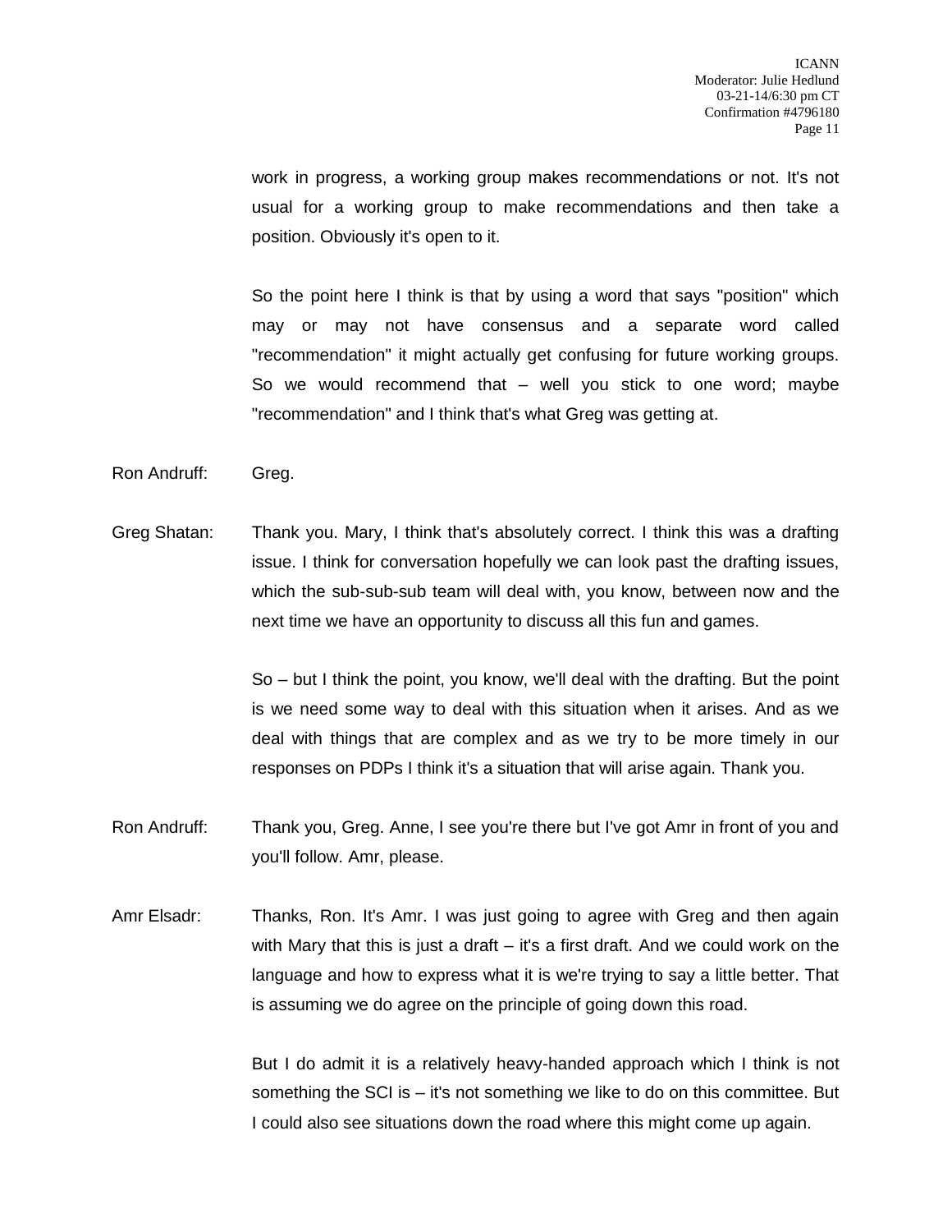work in progress, a working group makes recommendations or not. It's not usual for a working group to make recommendations and then take a position. Obviously it's open to it.

So the point here I think is that by using a word that says "position" which may or may not have consensus and a separate word called "recommendation" it might actually get confusing for future working groups. So we would recommend that – well you stick to one word; maybe "recommendation" and I think that's what Greg was getting at.

Ron Andruff: Greg.

Greg Shatan: Thank you. Mary, I think that's absolutely correct. I think this was a drafting issue. I think for conversation hopefully we can look past the drafting issues, which the sub-sub-sub team will deal with, you know, between now and the next time we have an opportunity to discuss all this fun and games.

So – but I think the point, you know, we'll deal with the drafting. But the point is we need some way to deal with this situation when it arises. And as we deal with things that are complex and as we try to be more timely in our responses on PDPs I think it's a situation that will arise again. Thank you.

Ron Andruff: Thank you, Greg. Anne, I see you're there but I've got Amr in front of you and you'll follow. Amr, please.

Amr Elsadr: Thanks, Ron. It's Amr. I was just going to agree with Greg and then again with Mary that this is just a draft – it's a first draft. And we could work on the language and how to express what it is we're trying to say a little better. That is assuming we do agree on the principle of going down this road.

But I do admit it is a relatively heavy-handed approach which I think is not something the SCI is – it's not something we like to do on this committee. But I could also see situations down the road where this might come up again.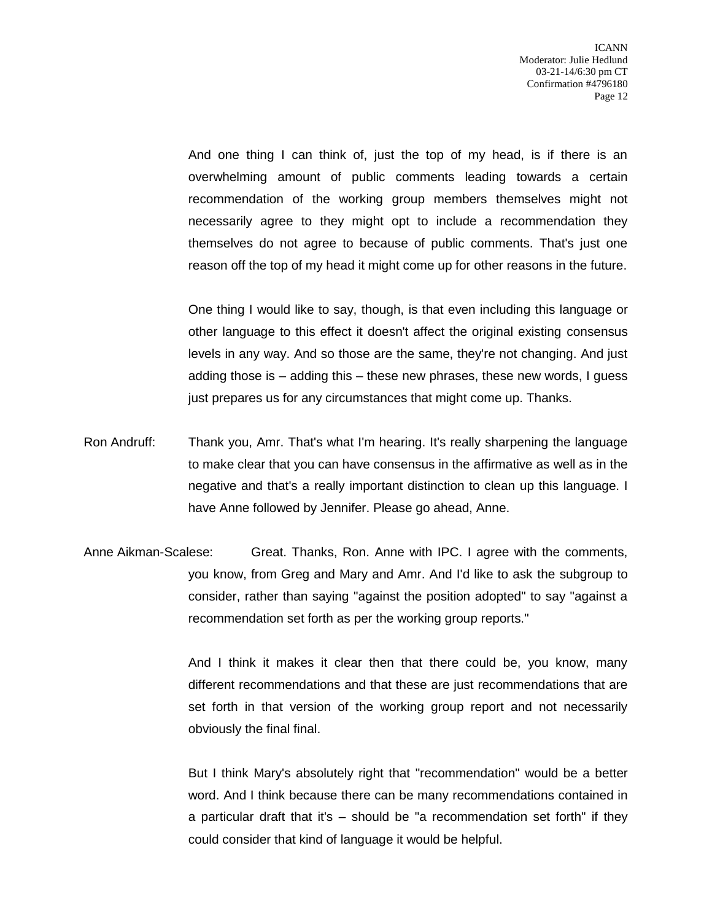And one thing I can think of, just the top of my head, is if there is an overwhelming amount of public comments leading towards a certain recommendation of the working group members themselves might not necessarily agree to they might opt to include a recommendation they themselves do not agree to because of public comments. That's just one reason off the top of my head it might come up for other reasons in the future.

One thing I would like to say, though, is that even including this language or other language to this effect it doesn't affect the original existing consensus levels in any way. And so those are the same, they're not changing. And just adding those is – adding this – these new phrases, these new words, I guess just prepares us for any circumstances that might come up. Thanks.

Ron Andruff: Thank you, Amr. That's what I'm hearing. It's really sharpening the language to make clear that you can have consensus in the affirmative as well as in the negative and that's a really important distinction to clean up this language. I have Anne followed by Jennifer. Please go ahead, Anne.

Anne Aikman-Scalese: Great. Thanks, Ron. Anne with IPC. I agree with the comments, you know, from Greg and Mary and Amr. And I'd like to ask the subgroup to consider, rather than saying "against the position adopted" to say "against a recommendation set forth as per the working group reports."

And I think it makes it clear then that there could be, you know, many different recommendations and that these are just recommendations that are set forth in that version of the working group report and not necessarily obviously the final final.

But I think Mary's absolutely right that "recommendation" would be a better word. And I think because there can be many recommendations contained in a particular draft that it's – should be "a recommendation set forth" if they could consider that kind of language it would be helpful.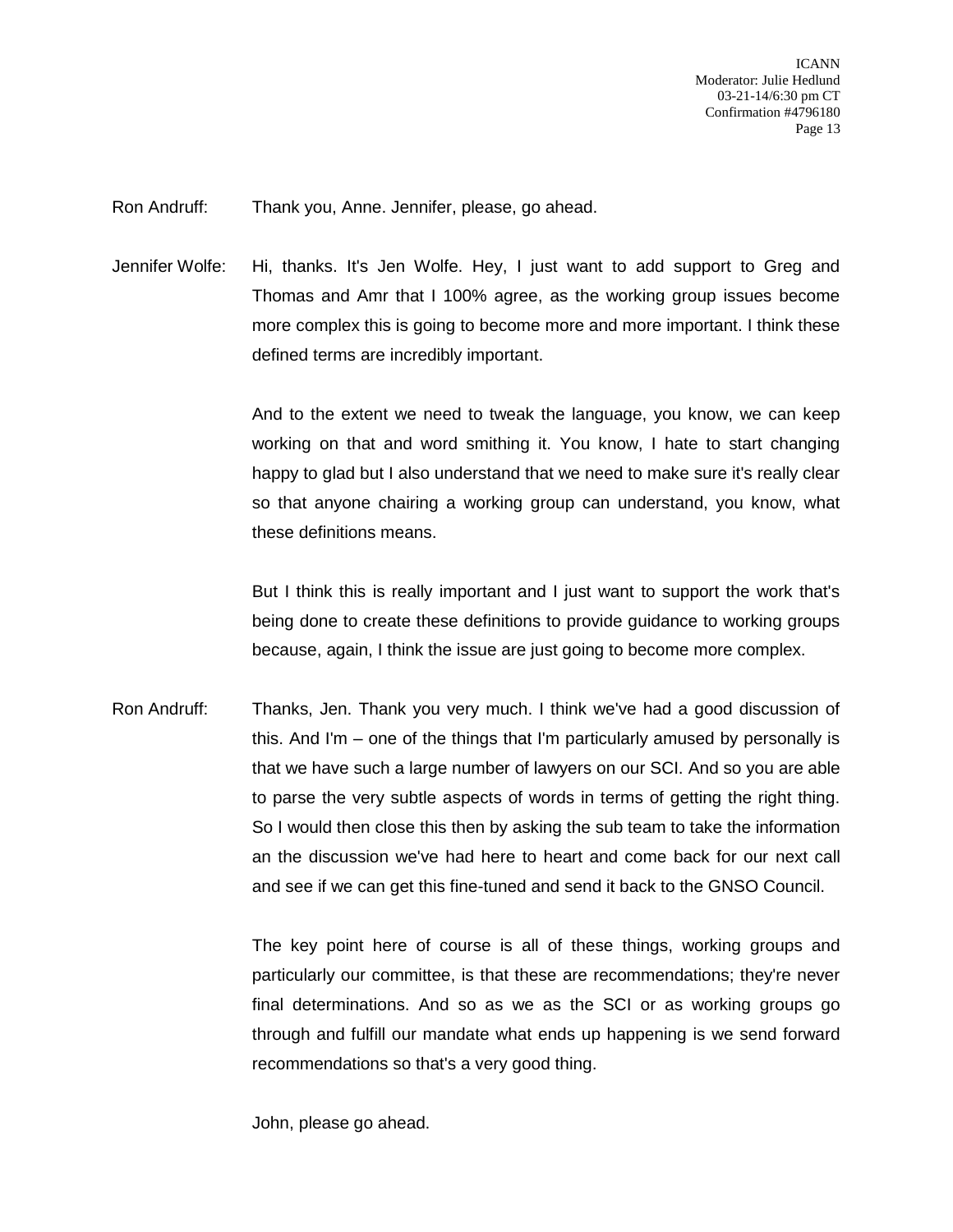Ron Andruff: Thank you, Anne. Jennifer, please, go ahead.

Jennifer Wolfe: Hi, thanks. It's Jen Wolfe. Hey, I just want to add support to Greg and Thomas and Amr that I 100% agree, as the working group issues become more complex this is going to become more and more important. I think these defined terms are incredibly important.

And to the extent we need to tweak the language, you know, we can keep working on that and word smithing it. You know, I hate to start changing happy to glad but I also understand that we need to make sure it's really clear so that anyone chairing a working group can understand, you know, what these definitions means.

But I think this is really important and I just want to support the work that's being done to create these definitions to provide guidance to working groups because, again, I think the issue are just going to become more complex.

Ron Andruff: Thanks, Jen. Thank you very much. I think we've had a good discussion of this. And I'm – one of the things that I'm particularly amused by personally is that we have such a large number of lawyers on our SCI. And so you are able to parse the very subtle aspects of words in terms of getting the right thing. So I would then close this then by asking the sub team to take the information an the discussion we've had here to heart and come back for our next call and see if we can get this fine-tuned and send it back to the GNSO Council.

The key point here of course is all of these things, working groups and particularly our committee, is that these are recommendations; they're never final determinations. And so as we as the SCI or as working groups go through and fulfill our mandate what ends up happening is we send forward recommendations so that's a very good thing.

John, please go ahead.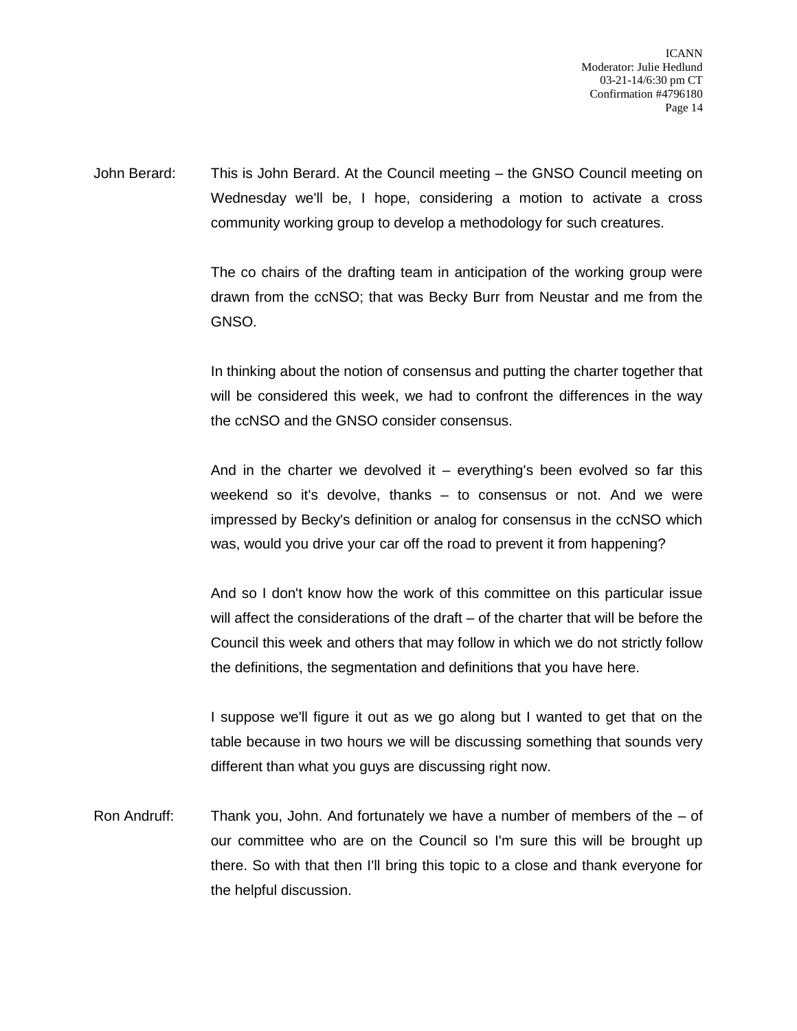John Berard: This is John Berard. At the Council meeting – the GNSO Council meeting on Wednesday we'll be, I hope, considering a motion to activate a cross community working group to develop a methodology for such creatures.

The co chairs of the drafting team in anticipation of the working group were drawn from the ccNSO; that was Becky Burr from Neustar and me from the GNSO.

In thinking about the notion of consensus and putting the charter together that will be considered this week, we had to confront the differences in the way the ccNSO and the GNSO consider consensus.

And in the charter we devolved it – everything's been evolved so far this weekend so it's devolve, thanks – to consensus or not. And we were impressed by Becky's definition or analog for consensus in the ccNSO which was, would you drive your car off the road to prevent it from happening?

And so I don't know how the work of this committee on this particular issue will affect the considerations of the draft – of the charter that will be before the Council this week and others that may follow in which we do not strictly follow the definitions, the segmentation and definitions that you have here.

I suppose we'll figure it out as we go along but I wanted to get that on the table because in two hours we will be discussing something that sounds very different than what you guys are discussing right now.

Ron Andruff: Thank you, John. And fortunately we have a number of members of the – of our committee who are on the Council so I'm sure this will be brought up there. So with that then I'll bring this topic to a close and thank everyone for the helpful discussion.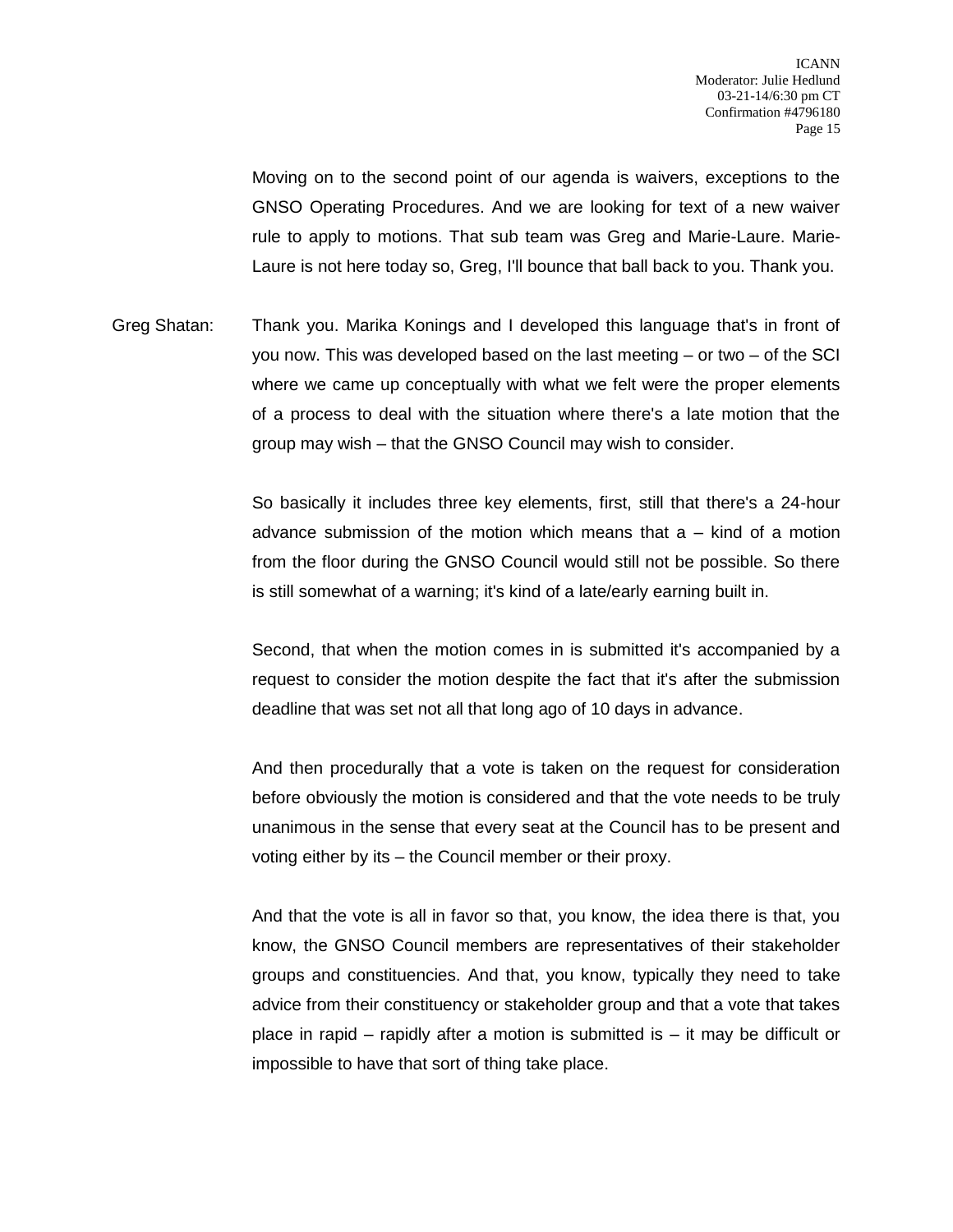Moving on to the second point of our agenda is waivers, exceptions to the GNSO Operating Procedures. And we are looking for text of a new waiver rule to apply to motions. That sub team was Greg and Marie-Laure. Marie-Laure is not here today so, Greg, I'll bounce that ball back to you. Thank you.

Greg Shatan: Thank you. Marika Konings and I developed this language that's in front of you now. This was developed based on the last meeting – or two – of the SCI where we came up conceptually with what we felt were the proper elements of a process to deal with the situation where there's a late motion that the group may wish – that the GNSO Council may wish to consider.

So basically it includes three key elements, first, still that there's a 24-hour advance submission of the motion which means that a – kind of a motion from the floor during the GNSO Council would still not be possible. So there is still somewhat of a warning; it's kind of a late/early earning built in.

Second, that when the motion comes in is submitted it's accompanied by a request to consider the motion despite the fact that it's after the submission deadline that was set not all that long ago of 10 days in advance.

And then procedurally that a vote is taken on the request for consideration before obviously the motion is considered and that the vote needs to be truly unanimous in the sense that every seat at the Council has to be present and voting either by its – the Council member or their proxy.

And that the vote is all in favor so that, you know, the idea there is that, you know, the GNSO Council members are representatives of their stakeholder groups and constituencies. And that, you know, typically they need to take advice from their constituency or stakeholder group and that a vote that takes place in rapid – rapidly after a motion is submitted is – it may be difficult or impossible to have that sort of thing take place.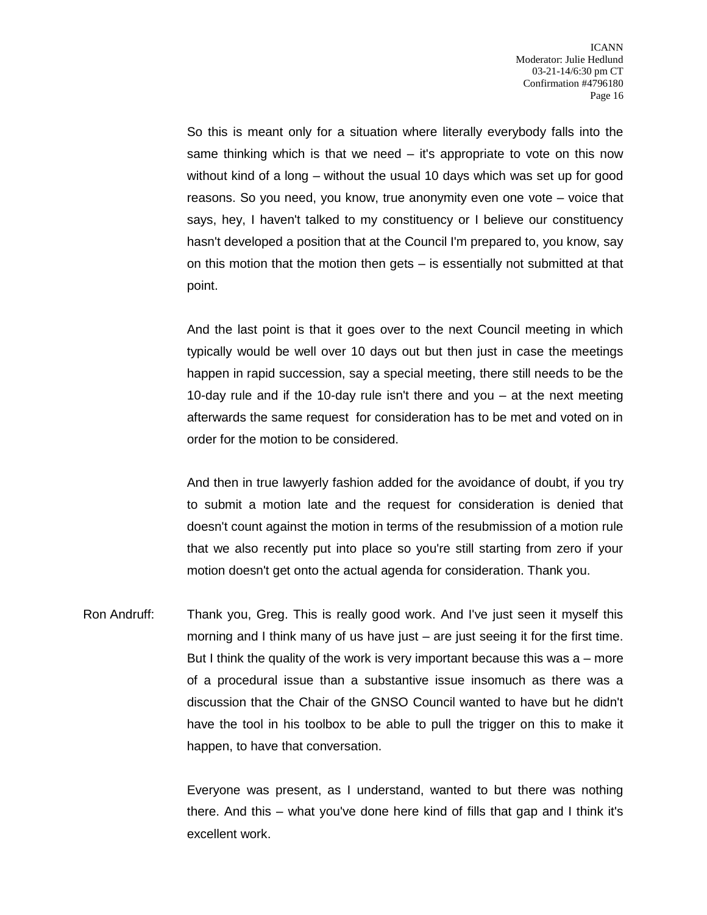So this is meant only for a situation where literally everybody falls into the same thinking which is that we need – it's appropriate to vote on this now without kind of a long – without the usual 10 days which was set up for good reasons. So you need, you know, true anonymity even one vote – voice that says, hey, I haven't talked to my constituency or I believe our constituency hasn't developed a position that at the Council I'm prepared to, you know, say on this motion that the motion then gets – is essentially not submitted at that point.

And the last point is that it goes over to the next Council meeting in which typically would be well over 10 days out but then just in case the meetings happen in rapid succession, say a special meeting, there still needs to be the 10-day rule and if the 10-day rule isn't there and you – at the next meeting afterwards the same request for consideration has to be met and voted on in order for the motion to be considered.

And then in true lawyerly fashion added for the avoidance of doubt, if you try to submit a motion late and the request for consideration is denied that doesn't count against the motion in terms of the resubmission of a motion rule that we also recently put into place so you're still starting from zero if your motion doesn't get onto the actual agenda for consideration. Thank you.

Ron Andruff: Thank you, Greg. This is really good work. And I've just seen it myself this morning and I think many of us have just – are just seeing it for the first time. But I think the quality of the work is very important because this was a – more of a procedural issue than a substantive issue insomuch as there was a discussion that the Chair of the GNSO Council wanted to have but he didn't have the tool in his toolbox to be able to pull the trigger on this to make it happen, to have that conversation.

Everyone was present, as I understand, wanted to but there was nothing there. And this – what you've done here kind of fills that gap and I think it's excellent work.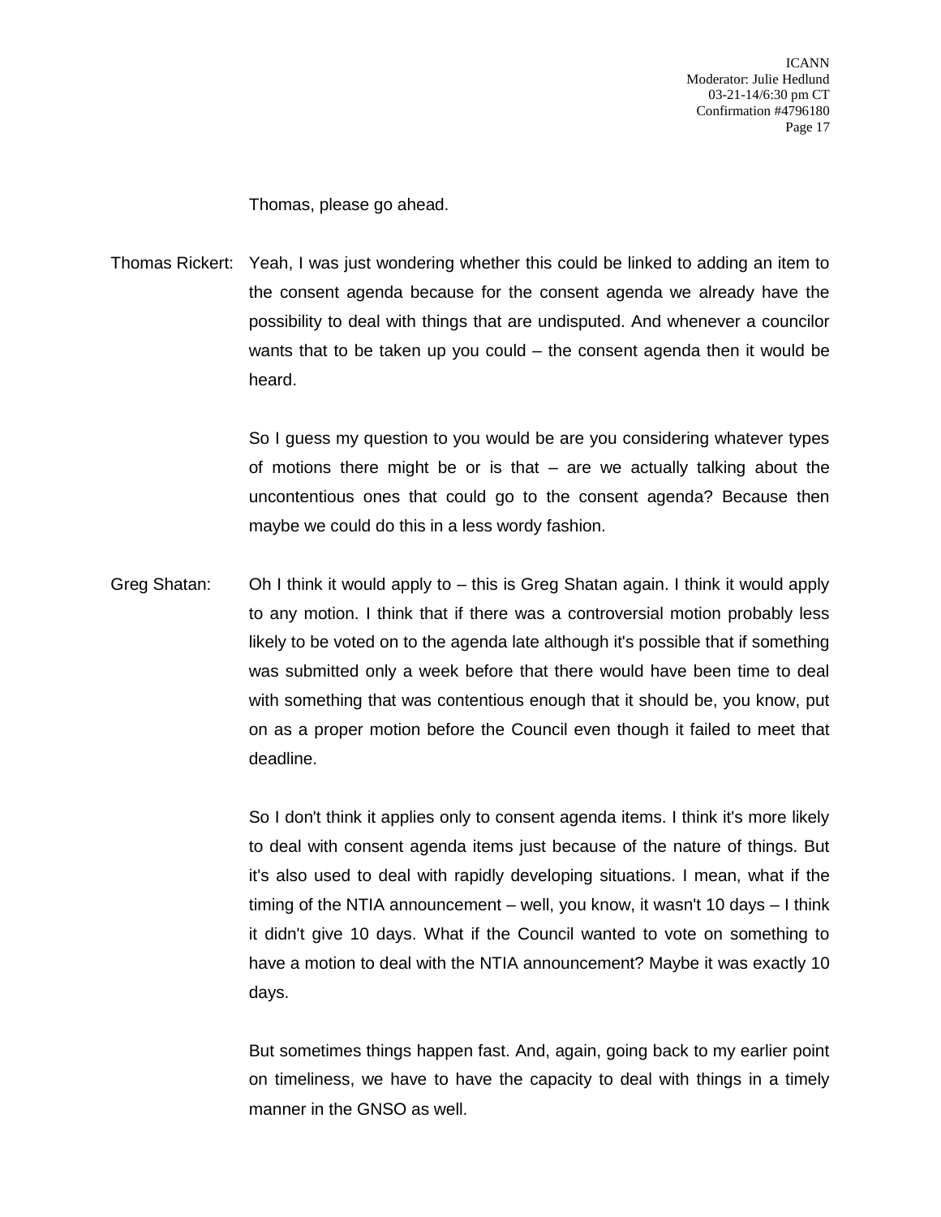Thomas, please go ahead.

Thomas Rickert: Yeah, I was just wondering whether this could be linked to adding an item to the consent agenda because for the consent agenda we already have the possibility to deal with things that are undisputed. And whenever a councilor wants that to be taken up you could – the consent agenda then it would be heard.

So I guess my question to you would be are you considering whatever types of motions there might be or is that – are we actually talking about the uncontentious ones that could go to the consent agenda? Because then maybe we could do this in a less wordy fashion.

Greg Shatan: Oh I think it would apply to – this is Greg Shatan again. I think it would apply to any motion. I think that if there was a controversial motion probably less likely to be voted on to the agenda late although it's possible that if something was submitted only a week before that there would have been time to deal with something that was contentious enough that it should be, you know, put on as a proper motion before the Council even though it failed to meet that deadline.

So I don't think it applies only to consent agenda items. I think it's more likely to deal with consent agenda items just because of the nature of things. But it's also used to deal with rapidly developing situations. I mean, what if the timing of the NTIA announcement – well, you know, it wasn't 10 days – I think it didn't give 10 days. What if the Council wanted to vote on something to have a motion to deal with the NTIA announcement? Maybe it was exactly 10 days.

But sometimes things happen fast. And, again, going back to my earlier point on timeliness, we have to have the capacity to deal with things in a timely manner in the GNSO as well.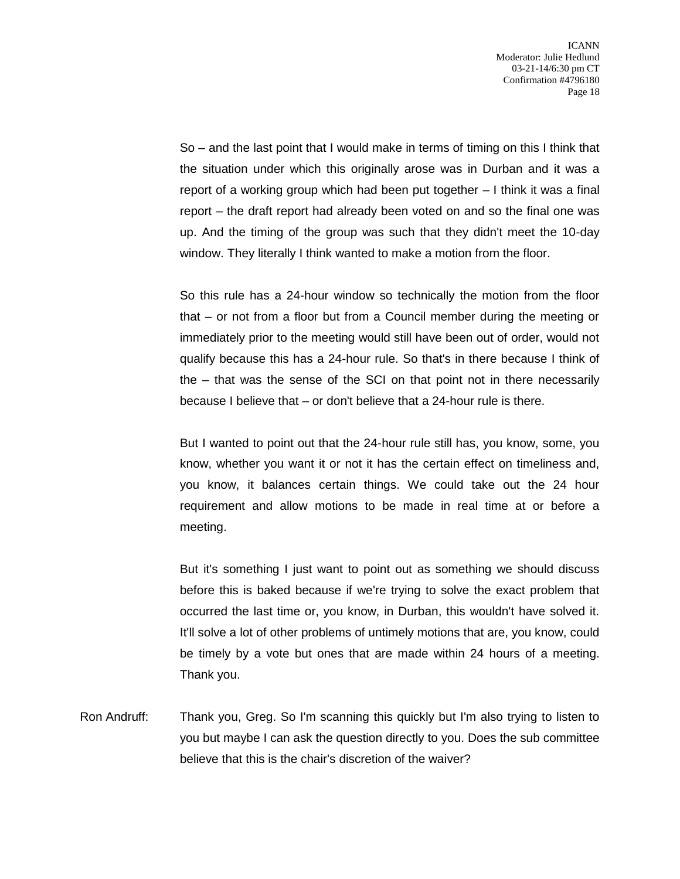So – and the last point that I would make in terms of timing on this I think that the situation under which this originally arose was in Durban and it was a report of a working group which had been put together – I think it was a final report – the draft report had already been voted on and so the final one was up. And the timing of the group was such that they didn't meet the 10-day window. They literally I think wanted to make a motion from the floor.

So this rule has a 24-hour window so technically the motion from the floor that – or not from a floor but from a Council member during the meeting or immediately prior to the meeting would still have been out of order, would not qualify because this has a 24-hour rule. So that's in there because I think of the – that was the sense of the SCI on that point not in there necessarily because I believe that – or don't believe that a 24-hour rule is there.

But I wanted to point out that the 24-hour rule still has, you know, some, you know, whether you want it or not it has the certain effect on timeliness and, you know, it balances certain things. We could take out the 24 hour requirement and allow motions to be made in real time at or before a meeting.

But it's something I just want to point out as something we should discuss before this is baked because if we're trying to solve the exact problem that occurred the last time or, you know, in Durban, this wouldn't have solved it. It'll solve a lot of other problems of untimely motions that are, you know, could be timely by a vote but ones that are made within 24 hours of a meeting. Thank you.

Ron Andruff: Thank you, Greg. So I'm scanning this quickly but I'm also trying to listen to you but maybe I can ask the question directly to you. Does the sub committee believe that this is the chair's discretion of the waiver?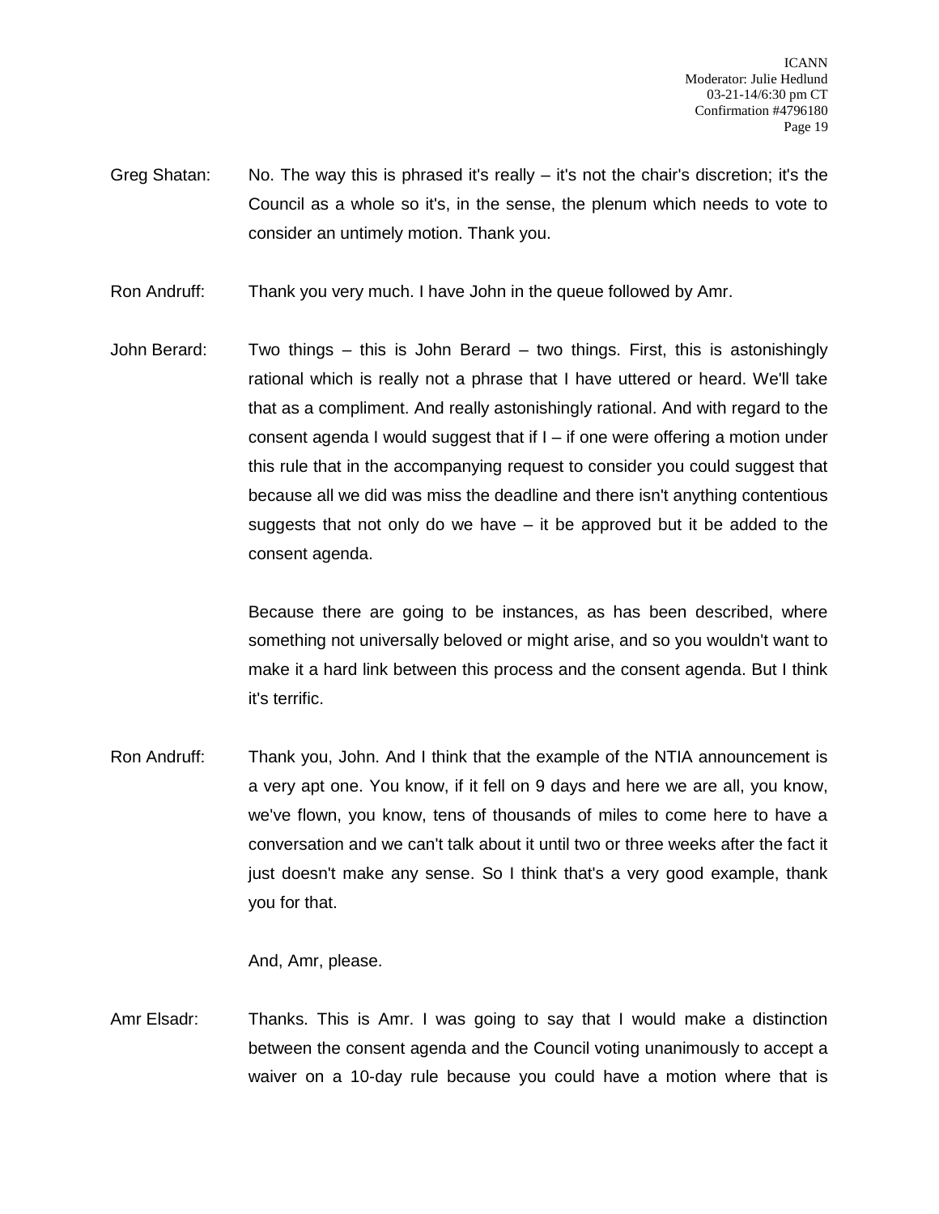Greg Shatan: No. The way this is phrased it's really – it's not the chair's discretion; it's the Council as a whole so it's, in the sense, the plenum which needs to vote to consider an untimely motion. Thank you.

Ron Andruff: Thank you very much. I have John in the queue followed by Amr.

John Berard: Two things – this is John Berard – two things. First, this is astonishingly rational which is really not a phrase that I have uttered or heard. We'll take that as a compliment. And really astonishingly rational. And with regard to the consent agenda I would suggest that if I – if one were offering a motion under this rule that in the accompanying request to consider you could suggest that because all we did was miss the deadline and there isn't anything contentious suggests that not only do we have – it be approved but it be added to the consent agenda.

Because there are going to be instances, as has been described, where something not universally beloved or might arise, and so you wouldn't want to make it a hard link between this process and the consent agenda. But I think it's terrific.

Ron Andruff: Thank you, John. And I think that the example of the NTIA announcement is a very apt one. You know, if it fell on 9 days and here we are all, you know, we've flown, you know, tens of thousands of miles to come here to have a conversation and we can't talk about it until two or three weeks after the fact it just doesn't make any sense. So I think that's a very good example, thank you for that.

And, Amr, please.

Amr Elsadr: Thanks. This is Amr. I was going to say that I would make a distinction between the consent agenda and the Council voting unanimously to accept a waiver on a 10-day rule because you could have a motion where that is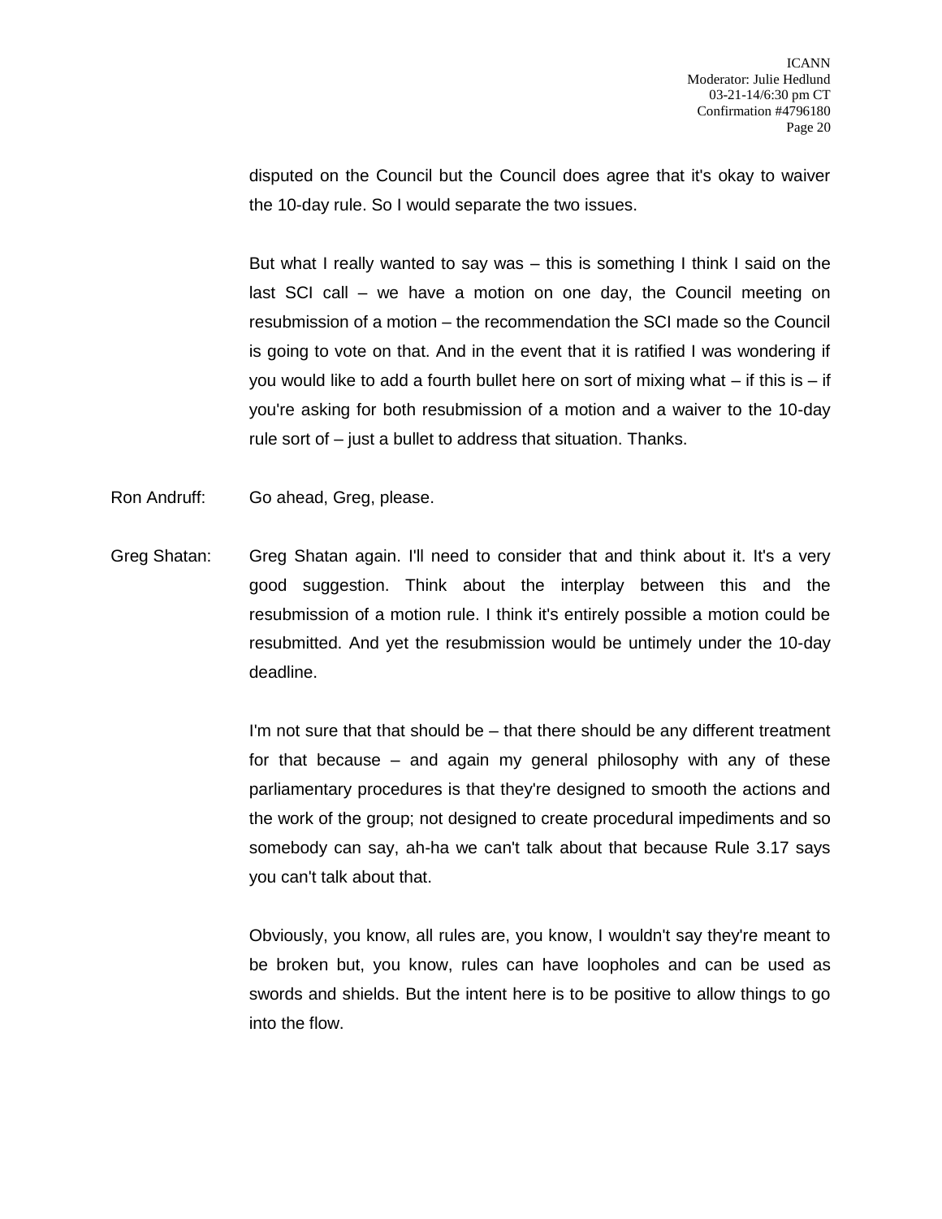disputed on the Council but the Council does agree that it's okay to waiver the 10-day rule. So I would separate the two issues.

But what I really wanted to say was – this is something I think I said on the last SCI call – we have a motion on one day, the Council meeting on resubmission of a motion – the recommendation the SCI made so the Council is going to vote on that. And in the event that it is ratified I was wondering if you would like to add a fourth bullet here on sort of mixing what – if this is – if you're asking for both resubmission of a motion and a waiver to the 10-day rule sort of – just a bullet to address that situation. Thanks.

Ron Andruff: Go ahead, Greg, please.

Greg Shatan: Greg Shatan again. I'll need to consider that and think about it. It's a very good suggestion. Think about the interplay between this and the resubmission of a motion rule. I think it's entirely possible a motion could be resubmitted. And yet the resubmission would be untimely under the 10-day deadline.

I'm not sure that that should be – that there should be any different treatment for that because – and again my general philosophy with any of these parliamentary procedures is that they're designed to smooth the actions and the work of the group; not designed to create procedural impediments and so somebody can say, ah-ha we can't talk about that because Rule 3.17 says you can't talk about that.

Obviously, you know, all rules are, you know, I wouldn't say they're meant to be broken but, you know, rules can have loopholes and can be used as swords and shields. But the intent here is to be positive to allow things to go into the flow.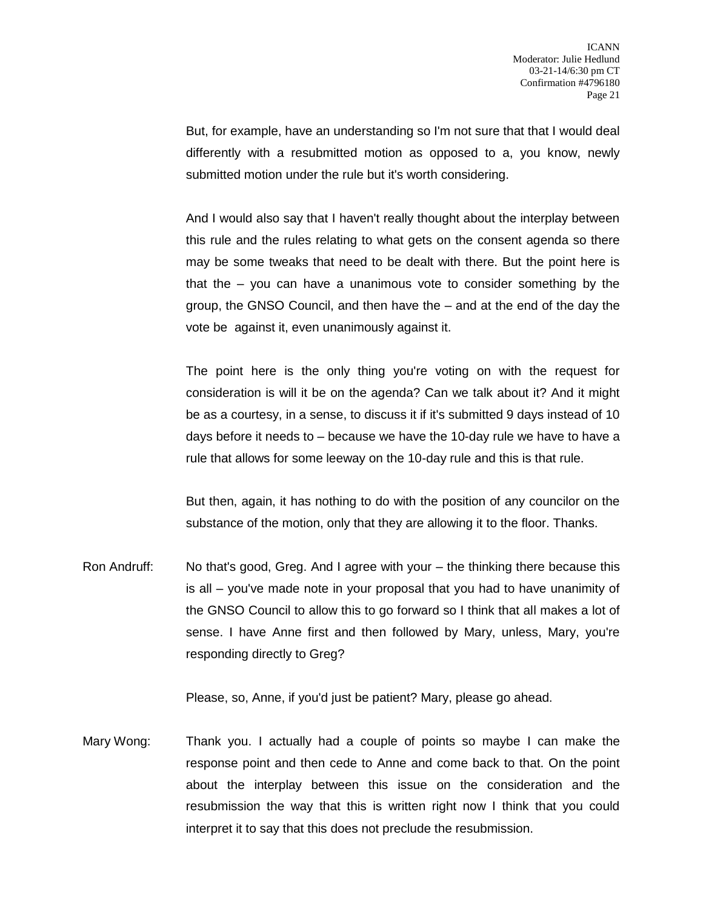But, for example, have an understanding so I'm not sure that that I would deal differently with a resubmitted motion as opposed to a, you know, newly submitted motion under the rule but it's worth considering.

And I would also say that I haven't really thought about the interplay between this rule and the rules relating to what gets on the consent agenda so there may be some tweaks that need to be dealt with there. But the point here is that the – you can have a unanimous vote to consider something by the group, the GNSO Council, and then have the – and at the end of the day the vote be against it, even unanimously against it.

The point here is the only thing you're voting on with the request for consideration is will it be on the agenda? Can we talk about it? And it might be as a courtesy, in a sense, to discuss it if it's submitted 9 days instead of 10 days before it needs to – because we have the 10-day rule we have to have a rule that allows for some leeway on the 10-day rule and this is that rule.

But then, again, it has nothing to do with the position of any councilor on the substance of the motion, only that they are allowing it to the floor. Thanks.

Ron Andruff: No that's good, Greg. And I agree with your – the thinking there because this is all – you've made note in your proposal that you had to have unanimity of the GNSO Council to allow this to go forward so I think that all makes a lot of sense. I have Anne first and then followed by Mary, unless, Mary, you're responding directly to Greg?

Please, so, Anne, if you'd just be patient? Mary, please go ahead.

Mary Wong: Thank you. I actually had a couple of points so maybe I can make the response point and then cede to Anne and come back to that. On the point about the interplay between this issue on the consideration and the resubmission the way that this is written right now I think that you could interpret it to say that this does not preclude the resubmission.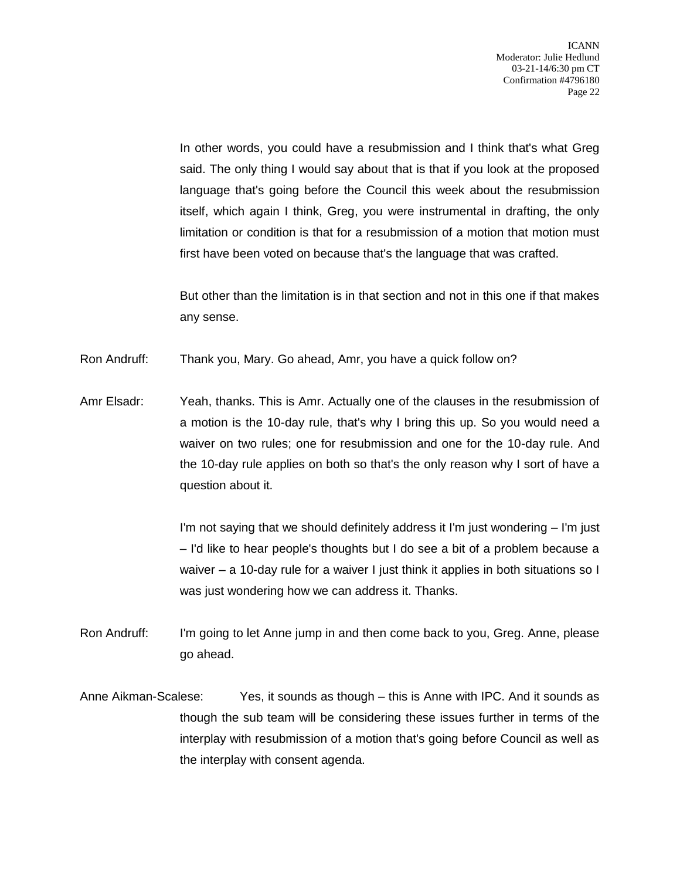In other words, you could have a resubmission and I think that's what Greg said. The only thing I would say about that is that if you look at the proposed language that's going before the Council this week about the resubmission itself, which again I think, Greg, you were instrumental in drafting, the only limitation or condition is that for a resubmission of a motion that motion must first have been voted on because that's the language that was crafted.

But other than the limitation is in that section and not in this one if that makes any sense.

Ron Andruff: Thank you, Mary. Go ahead, Amr, you have a quick follow on?

Amr Elsadr: Yeah, thanks. This is Amr. Actually one of the clauses in the resubmission of a motion is the 10-day rule, that's why I bring this up. So you would need a waiver on two rules; one for resubmission and one for the 10-day rule. And the 10-day rule applies on both so that's the only reason why I sort of have a question about it.

I'm not saying that we should definitely address it I'm just wondering – I'm just – I'd like to hear people's thoughts but I do see a bit of a problem because a waiver – a 10-day rule for a waiver I just think it applies in both situations so I was just wondering how we can address it. Thanks.

Ron Andruff: I'm going to let Anne jump in and then come back to you, Greg. Anne, please go ahead.

Anne Aikman-Scalese: Yes, it sounds as though – this is Anne with IPC. And it sounds as though the sub team will be considering these issues further in terms of the interplay with resubmission of a motion that's going before Council as well as the interplay with consent agenda.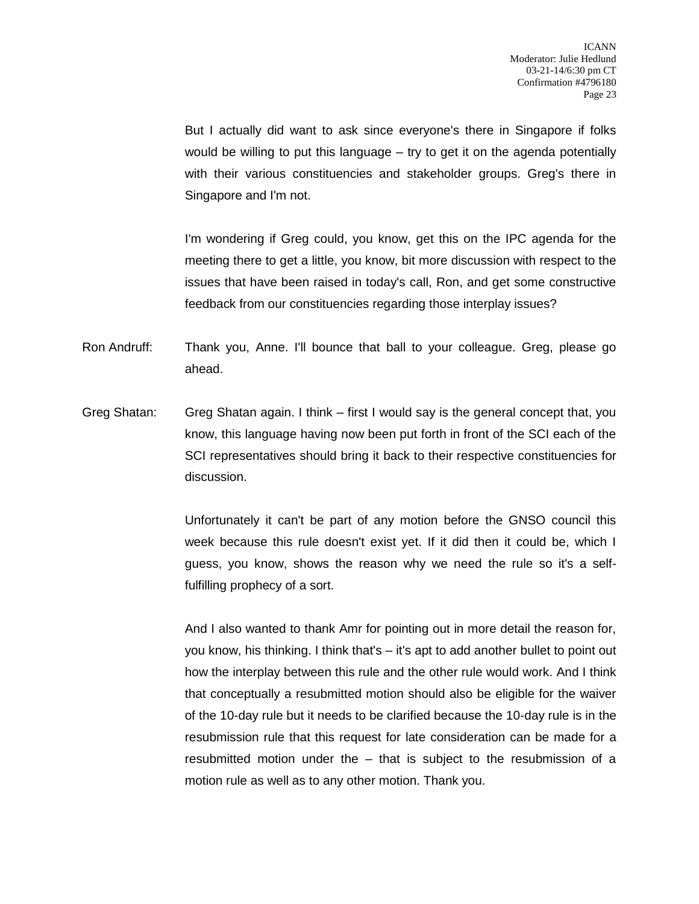But I actually did want to ask since everyone's there in Singapore if folks would be willing to put this language – try to get it on the agenda potentially with their various constituencies and stakeholder groups. Greg's there in Singapore and I'm not.

I'm wondering if Greg could, you know, get this on the IPC agenda for the meeting there to get a little, you know, bit more discussion with respect to the issues that have been raised in today's call, Ron, and get some constructive feedback from our constituencies regarding those interplay issues?

Ron Andruff: Thank you, Anne. I'll bounce that ball to your colleague. Greg, please go ahead.

Greg Shatan: Greg Shatan again. I think – first I would say is the general concept that, you know, this language having now been put forth in front of the SCI each of the SCI representatives should bring it back to their respective constituencies for discussion.

Unfortunately it can't be part of any motion before the GNSO council this week because this rule doesn't exist yet. If it did then it could be, which I guess, you know, shows the reason why we need the rule so it's a self-fulfilling prophecy of a sort.

And I also wanted to thank Amr for pointing out in more detail the reason for, you know, his thinking. I think that's – it's apt to add another bullet to point out how the interplay between this rule and the other rule would work. And I think that conceptually a resubmitted motion should also be eligible for the waiver of the 10-day rule but it needs to be clarified because the 10-day rule is in the resubmission rule that this request for late consideration can be made for a resubmitted motion under the – that is subject to the resubmission of a motion rule as well as to any other motion. Thank you.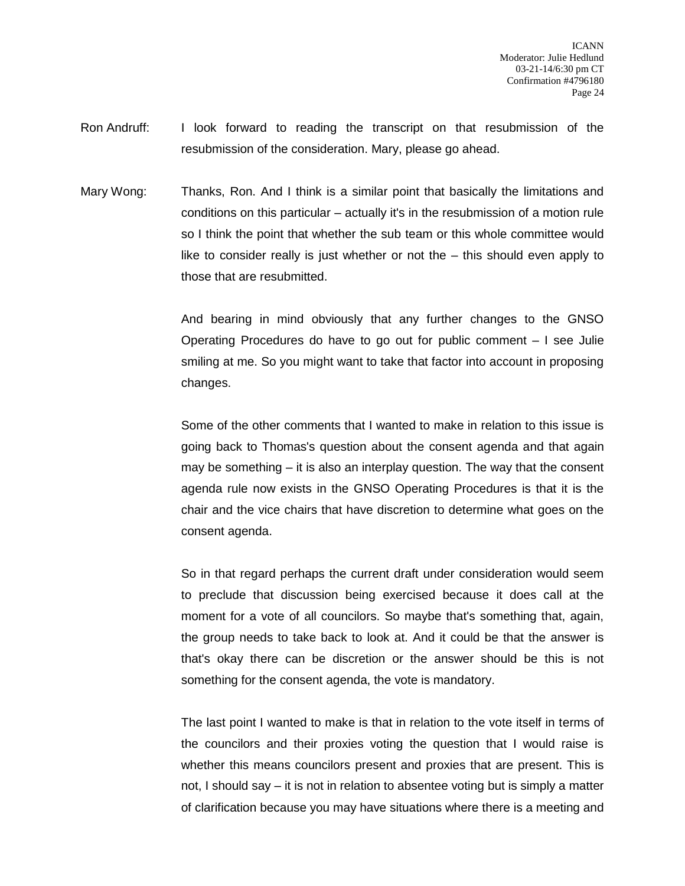Ron Andruff: I look forward to reading the transcript on that resubmission of the resubmission of the consideration. Mary, please go ahead.

Mary Wong: Thanks, Ron. And I think is a similar point that basically the limitations and conditions on this particular – actually it's in the resubmission of a motion rule so I think the point that whether the sub team or this whole committee would like to consider really is just whether or not the – this should even apply to those that are resubmitted.

And bearing in mind obviously that any further changes to the GNSO Operating Procedures do have to go out for public comment – I see Julie smiling at me. So you might want to take that factor into account in proposing changes.

Some of the other comments that I wanted to make in relation to this issue is going back to Thomas's question about the consent agenda and that again may be something – it is also an interplay question. The way that the consent agenda rule now exists in the GNSO Operating Procedures is that it is the chair and the vice chairs that have discretion to determine what goes on the consent agenda.

So in that regard perhaps the current draft under consideration would seem to preclude that discussion being exercised because it does call at the moment for a vote of all councilors. So maybe that's something that, again, the group needs to take back to look at. And it could be that the answer is that's okay there can be discretion or the answer should be this is not something for the consent agenda, the vote is mandatory.

The last point I wanted to make is that in relation to the vote itself in terms of the councilors and their proxies voting the question that I would raise is whether this means councilors present and proxies that are present. This is not, I should say – it is not in relation to absentee voting but is simply a matter of clarification because you may have situations where there is a meeting and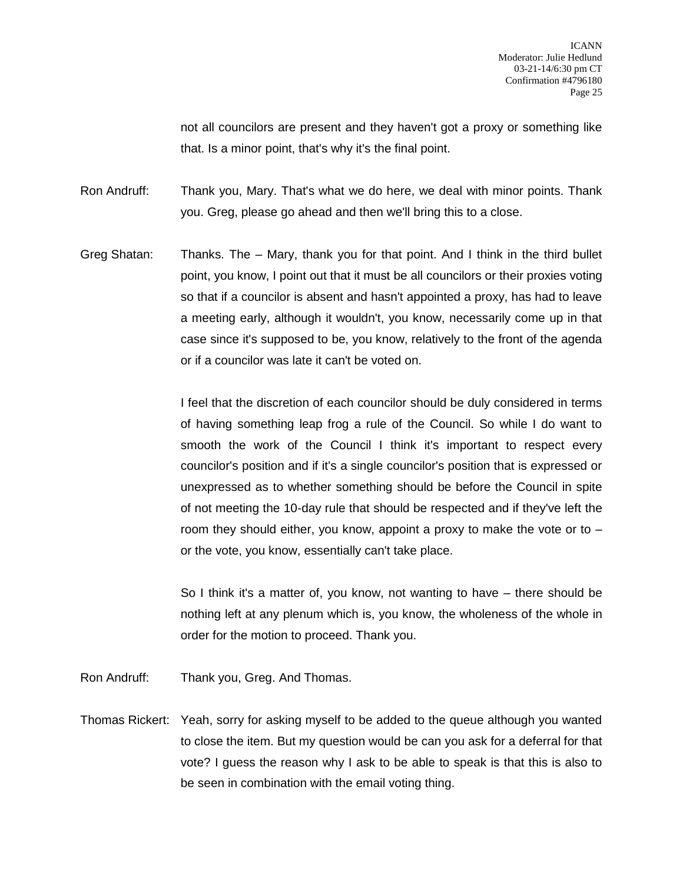not all councilors are present and they haven't got a proxy or something like that. Is a minor point, that's why it's the final point.

Ron Andruff: Thank you, Mary. That's what we do here, we deal with minor points. Thank you. Greg, please go ahead and then we'll bring this to a close.

Greg Shatan: Thanks. The – Mary, thank you for that point. And I think in the third bullet point, you know, I point out that it must be all councilors or their proxies voting so that if a councilor is absent and hasn't appointed a proxy, has had to leave a meeting early, although it wouldn't, you know, necessarily come up in that case since it's supposed to be, you know, relatively to the front of the agenda or if a councilor was late it can't be voted on.

I feel that the discretion of each councilor should be duly considered in terms of having something leap frog a rule of the Council. So while I do want to smooth the work of the Council I think it's important to respect every councilor's position and if it's a single councilor's position that is expressed or unexpressed as to whether something should be before the Council in spite of not meeting the 10-day rule that should be respected and if they've left the room they should either, you know, appoint a proxy to make the vote or to – or the vote, you know, essentially can't take place.

So I think it's a matter of, you know, not wanting to have – there should be nothing left at any plenum which is, you know, the wholeness of the whole in order for the motion to proceed. Thank you.

Ron Andruff: Thank you, Greg. And Thomas.

Thomas Rickert: Yeah, sorry for asking myself to be added to the queue although you wanted to close the item. But my question would be can you ask for a deferral for that vote? I guess the reason why I ask to be able to speak is that this is also to be seen in combination with the email voting thing.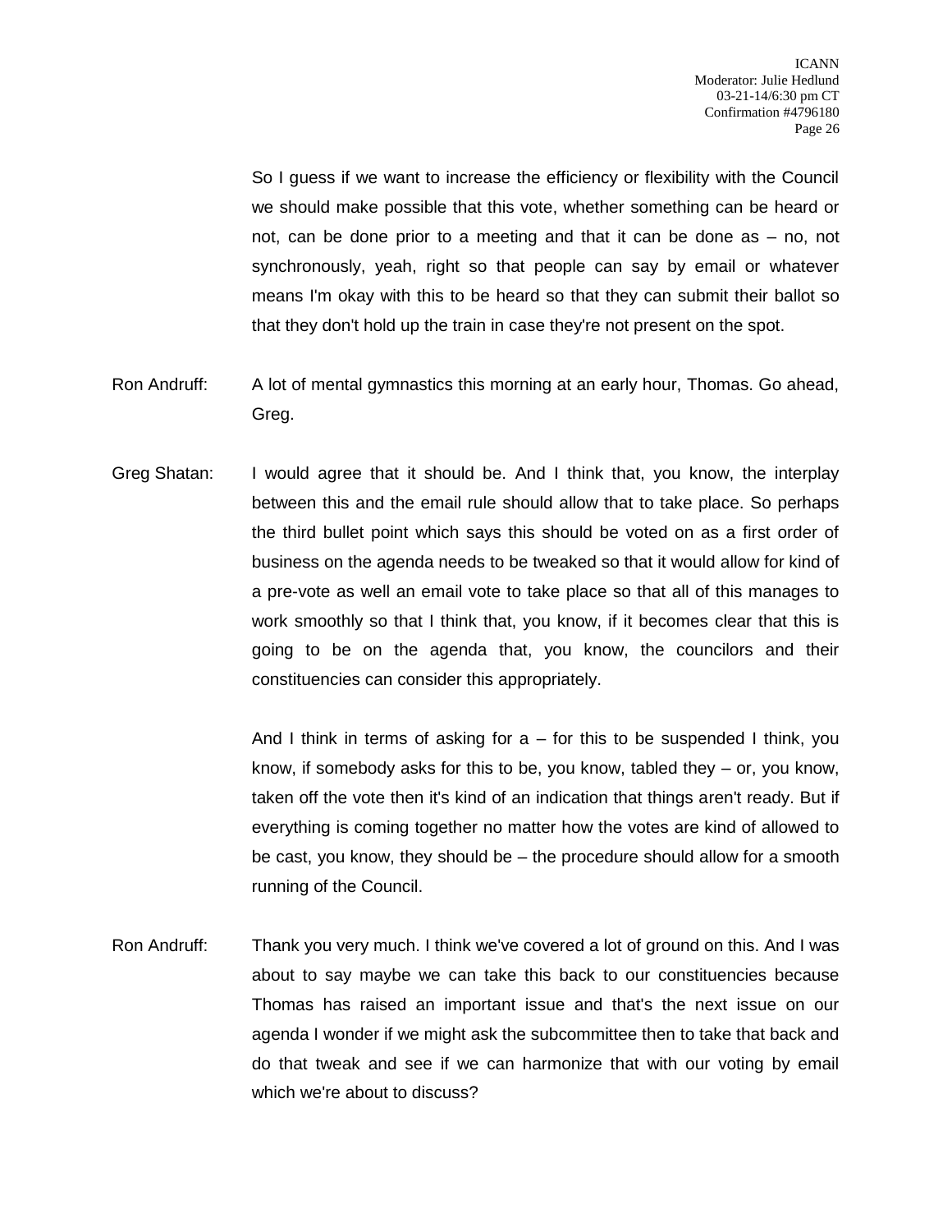So I guess if we want to increase the efficiency or flexibility with the Council we should make possible that this vote, whether something can be heard or not, can be done prior to a meeting and that it can be done as – no, not synchronously, yeah, right so that people can say by email or whatever means I'm okay with this to be heard so that they can submit their ballot so that they don't hold up the train in case they're not present on the spot.

Ron Andruff: A lot of mental gymnastics this morning at an early hour, Thomas. Go ahead, Greg.

Greg Shatan: I would agree that it should be. And I think that, you know, the interplay between this and the email rule should allow that to take place. So perhaps the third bullet point which says this should be voted on as a first order of business on the agenda needs to be tweaked so that it would allow for kind of a pre-vote as well an email vote to take place so that all of this manages to work smoothly so that I think that, you know, if it becomes clear that this is going to be on the agenda that, you know, the councilors and their constituencies can consider this appropriately.

And I think in terms of asking for a – for this to be suspended I think, you know, if somebody asks for this to be, you know, tabled they – or, you know, taken off the vote then it's kind of an indication that things aren't ready. But if everything is coming together no matter how the votes are kind of allowed to be cast, you know, they should be – the procedure should allow for a smooth running of the Council.

Ron Andruff: Thank you very much. I think we've covered a lot of ground on this. And I was about to say maybe we can take this back to our constituencies because Thomas has raised an important issue and that's the next issue on our agenda I wonder if we might ask the subcommittee then to take that back and do that tweak and see if we can harmonize that with our voting by email which we're about to discuss?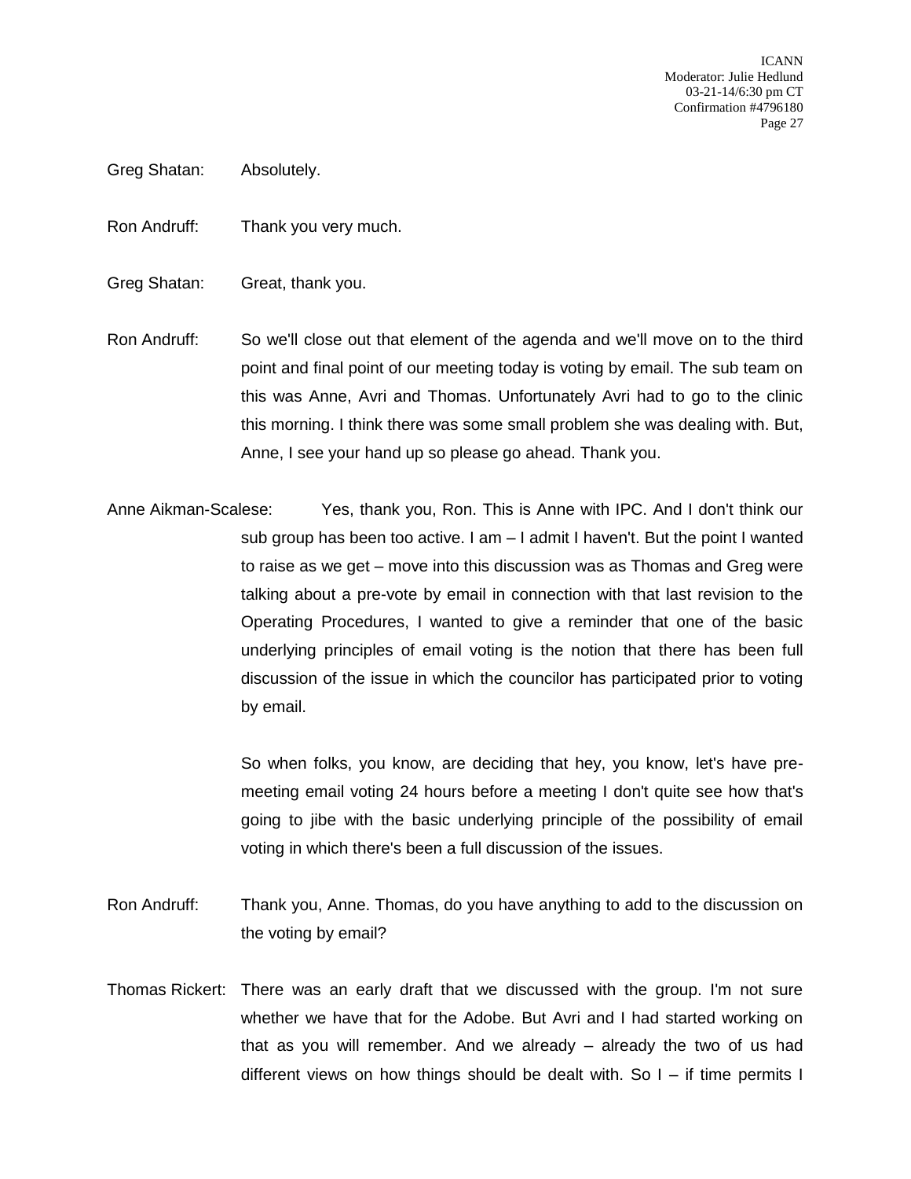Greg Shatan: Absolutely.

Ron Andruff: Thank you very much.

Greg Shatan: Great, thank you.

Ron Andruff: So we'll close out that element of the agenda and we'll move on to the third point and final point of our meeting today is voting by email. The sub team on this was Anne, Avri and Thomas. Unfortunately Avri had to go to the clinic this morning. I think there was some small problem she was dealing with. But, Anne, I see your hand up so please go ahead. Thank you.

Anne Aikman-Scalese: Yes, thank you, Ron. This is Anne with IPC. And I don't think our sub group has been too active. I am – I admit I haven't. But the point I wanted to raise as we get – move into this discussion was as Thomas and Greg were talking about a pre-vote by email in connection with that last revision to the Operating Procedures, I wanted to give a reminder that one of the basic underlying principles of email voting is the notion that there has been full discussion of the issue in which the councilor has participated prior to voting by email.

So when folks, you know, are deciding that hey, you know, let's have pre-meeting email voting 24 hours before a meeting I don't quite see how that's going to jibe with the basic underlying principle of the possibility of email voting in which there's been a full discussion of the issues.

Ron Andruff: Thank you, Anne. Thomas, do you have anything to add to the discussion on the voting by email?

Thomas Rickert: There was an early draft that we discussed with the group. I'm not sure whether we have that for the Adobe. But Avri and I had started working on that as you will remember. And we already – already the two of us had different views on how things should be dealt with. So I – if time permits I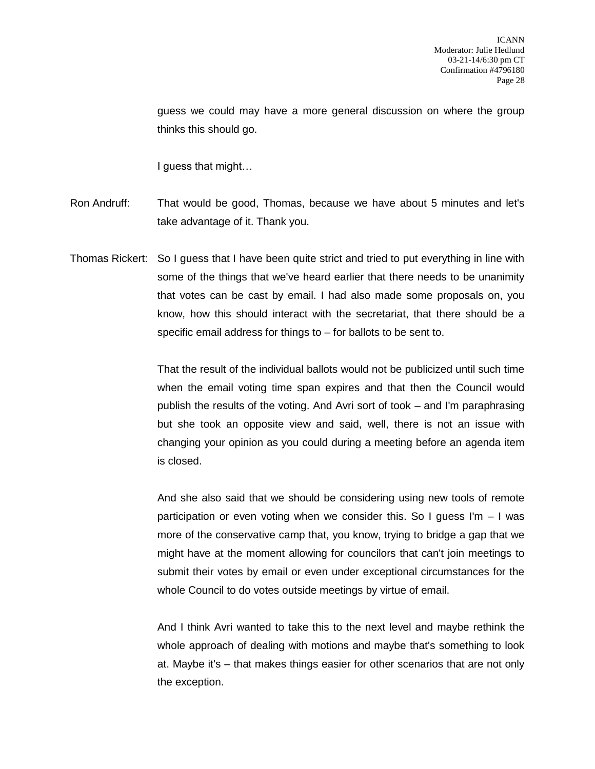guess we could may have a more general discussion on where the group thinks this should go.

I guess that might…

Ron Andruff: That would be good, Thomas, because we have about 5 minutes and let's take advantage of it. Thank you.

Thomas Rickert: So I guess that I have been quite strict and tried to put everything in line with some of the things that we've heard earlier that there needs to be unanimity that votes can be cast by email. I had also made some proposals on, you know, how this should interact with the secretariat, that there should be a specific email address for things to – for ballots to be sent to.

That the result of the individual ballots would not be publicized until such time when the email voting time span expires and that then the Council would publish the results of the voting. And Avri sort of took – and I'm paraphrasing but she took an opposite view and said, well, there is not an issue with changing your opinion as you could during a meeting before an agenda item is closed.

And she also said that we should be considering using new tools of remote participation or even voting when we consider this. So I guess I'm – I was more of the conservative camp that, you know, trying to bridge a gap that we might have at the moment allowing for councilors that can't join meetings to submit their votes by email or even under exceptional circumstances for the whole Council to do votes outside meetings by virtue of email.

And I think Avri wanted to take this to the next level and maybe rethink the whole approach of dealing with motions and maybe that's something to look at. Maybe it's – that makes things easier for other scenarios that are not only the exception.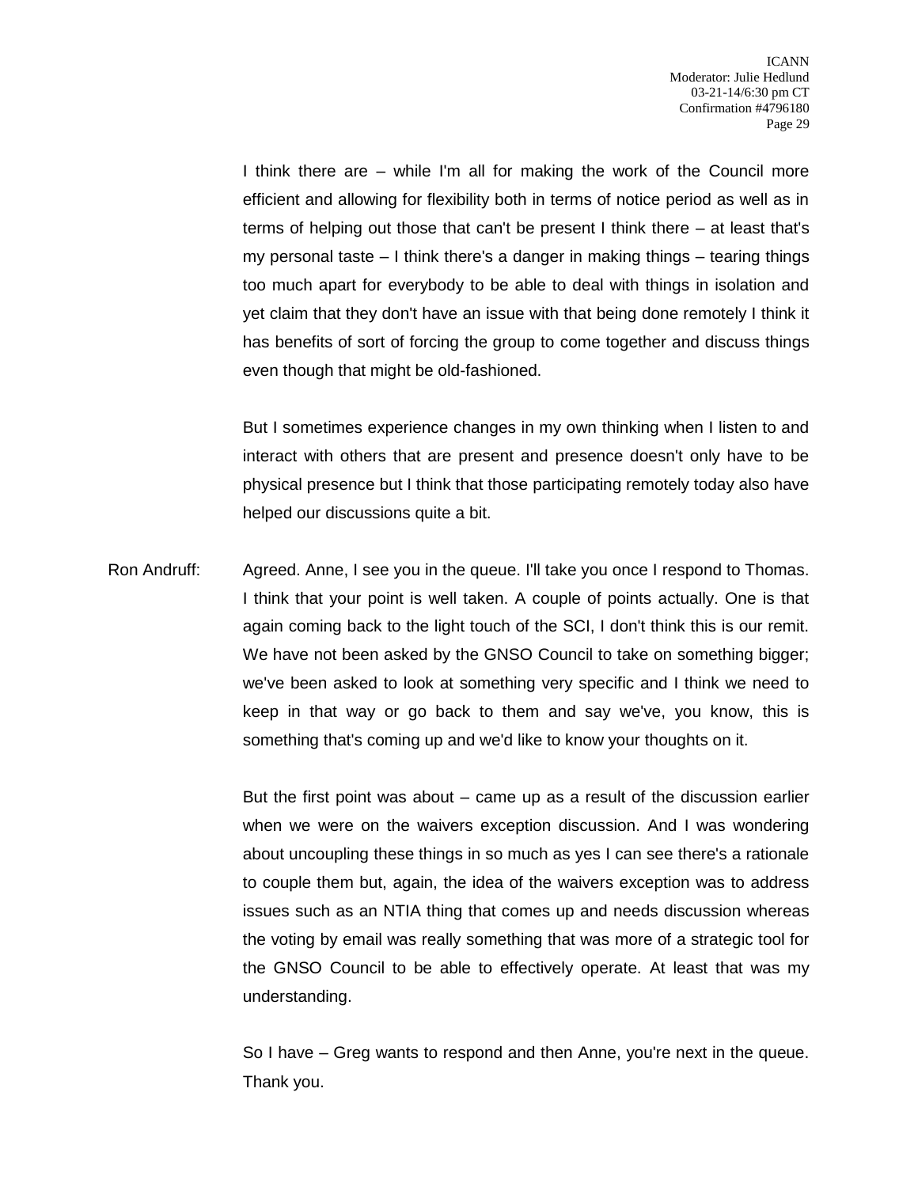I think there are – while I'm all for making the work of the Council more efficient and allowing for flexibility both in terms of notice period as well as in terms of helping out those that can't be present I think there – at least that's my personal taste – I think there's a danger in making things – tearing things too much apart for everybody to be able to deal with things in isolation and yet claim that they don't have an issue with that being done remotely I think it has benefits of sort of forcing the group to come together and discuss things even though that might be old-fashioned.

But I sometimes experience changes in my own thinking when I listen to and interact with others that are present and presence doesn't only have to be physical presence but I think that those participating remotely today also have helped our discussions quite a bit.

Ron Andruff: Agreed. Anne, I see you in the queue. I'll take you once I respond to Thomas. I think that your point is well taken. A couple of points actually. One is that again coming back to the light touch of the SCI, I don't think this is our remit. We have not been asked by the GNSO Council to take on something bigger; we've been asked to look at something very specific and I think we need to keep in that way or go back to them and say we've, you know, this is something that's coming up and we'd like to know your thoughts on it.

But the first point was about – came up as a result of the discussion earlier when we were on the waivers exception discussion. And I was wondering about uncoupling these things in so much as yes I can see there's a rationale to couple them but, again, the idea of the waivers exception was to address issues such as an NTIA thing that comes up and needs discussion whereas the voting by email was really something that was more of a strategic tool for the GNSO Council to be able to effectively operate. At least that was my understanding.

So I have – Greg wants to respond and then Anne, you're next in the queue. Thank you.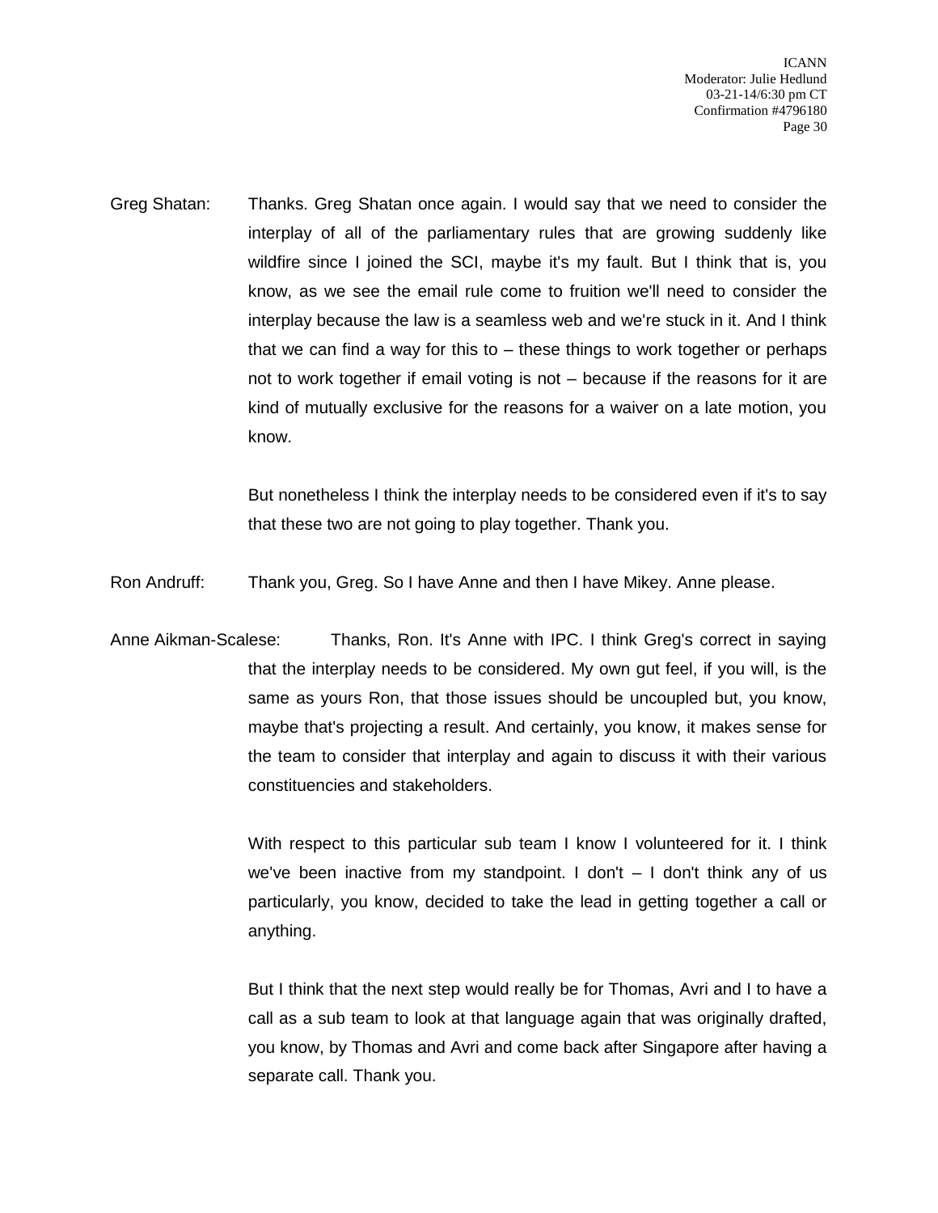Greg Shatan: Thanks. Greg Shatan once again. I would say that we need to consider the interplay of all of the parliamentary rules that are growing suddenly like wildfire since I joined the SCI, maybe it's my fault. But I think that is, you know, as we see the email rule come to fruition we'll need to consider the interplay because the law is a seamless web and we're stuck in it. And I think that we can find a way for this to – these things to work together or perhaps not to work together if email voting is not – because if the reasons for it are kind of mutually exclusive for the reasons for a waiver on a late motion, you know.

But nonetheless I think the interplay needs to be considered even if it's to say that these two are not going to play together. Thank you.

Ron Andruff: Thank you, Greg. So I have Anne and then I have Mikey. Anne please.

Anne Aikman-Scalese: Thanks, Ron. It's Anne with IPC. I think Greg's correct in saying that the interplay needs to be considered. My own gut feel, if you will, is the same as yours Ron, that those issues should be uncoupled but, you know, maybe that's projecting a result. And certainly, you know, it makes sense for the team to consider that interplay and again to discuss it with their various constituencies and stakeholders.

With respect to this particular sub team I know I volunteered for it. I think we've been inactive from my standpoint. I don't – I don't think any of us particularly, you know, decided to take the lead in getting together a call or anything.

But I think that the next step would really be for Thomas, Avri and I to have a call as a sub team to look at that language again that was originally drafted, you know, by Thomas and Avri and come back after Singapore after having a separate call. Thank you.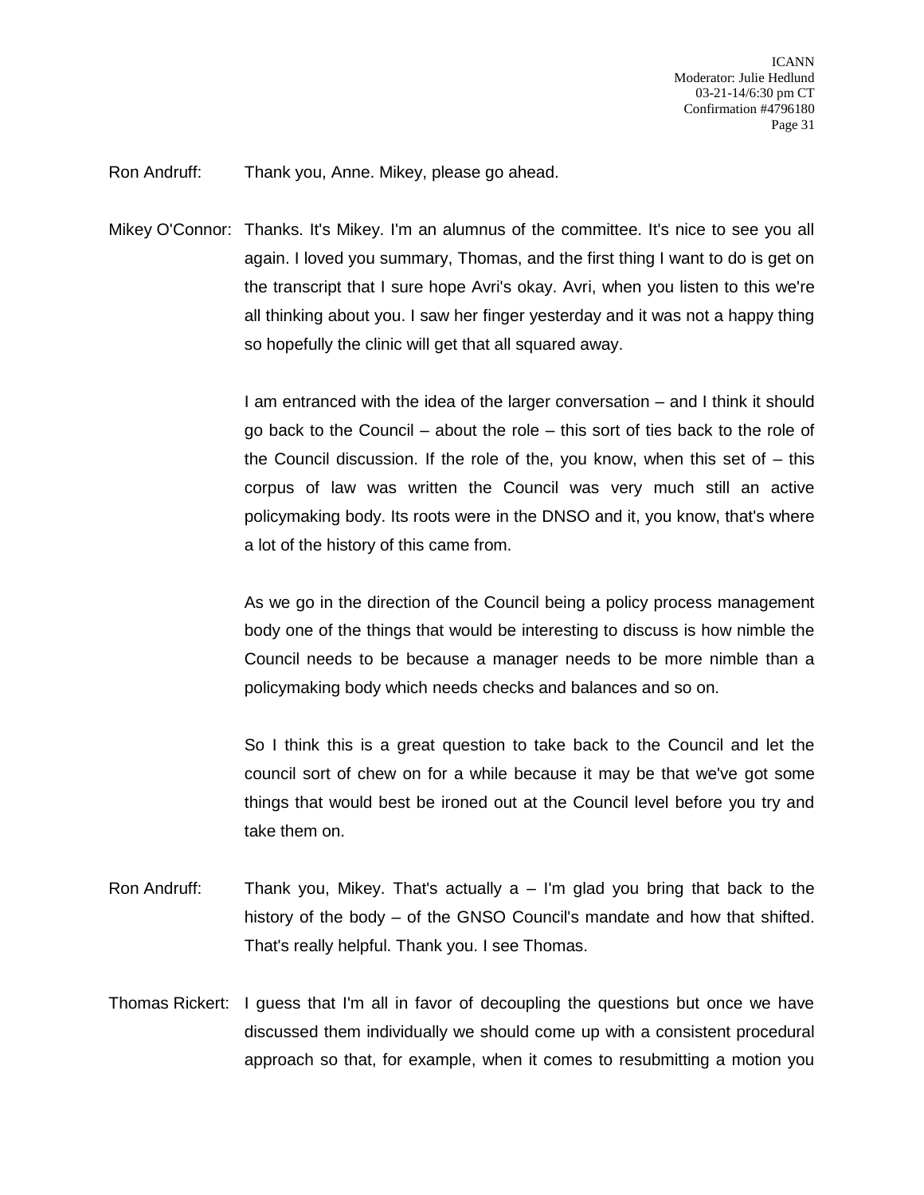Ron Andruff: Thank you, Anne. Mikey, please go ahead.

Mikey O'Connor: Thanks. It's Mikey. I'm an alumnus of the committee. It's nice to see you all again. I loved you summary, Thomas, and the first thing I want to do is get on the transcript that I sure hope Avri's okay. Avri, when you listen to this we're all thinking about you. I saw her finger yesterday and it was not a happy thing so hopefully the clinic will get that all squared away.

I am entranced with the idea of the larger conversation – and I think it should go back to the Council – about the role – this sort of ties back to the role of the Council discussion. If the role of the, you know, when this set of – this corpus of law was written the Council was very much still an active policymaking body. Its roots were in the DNSO and it, you know, that's where a lot of the history of this came from.

As we go in the direction of the Council being a policy process management body one of the things that would be interesting to discuss is how nimble the Council needs to be because a manager needs to be more nimble than a policymaking body which needs checks and balances and so on.

So I think this is a great question to take back to the Council and let the council sort of chew on for a while because it may be that we've got some things that would best be ironed out at the Council level before you try and take them on.

Ron Andruff: Thank you, Mikey. That's actually a – I'm glad you bring that back to the history of the body – of the GNSO Council's mandate and how that shifted. That's really helpful. Thank you. I see Thomas.

Thomas Rickert: I guess that I'm all in favor of decoupling the questions but once we have discussed them individually we should come up with a consistent procedural approach so that, for example, when it comes to resubmitting a motion you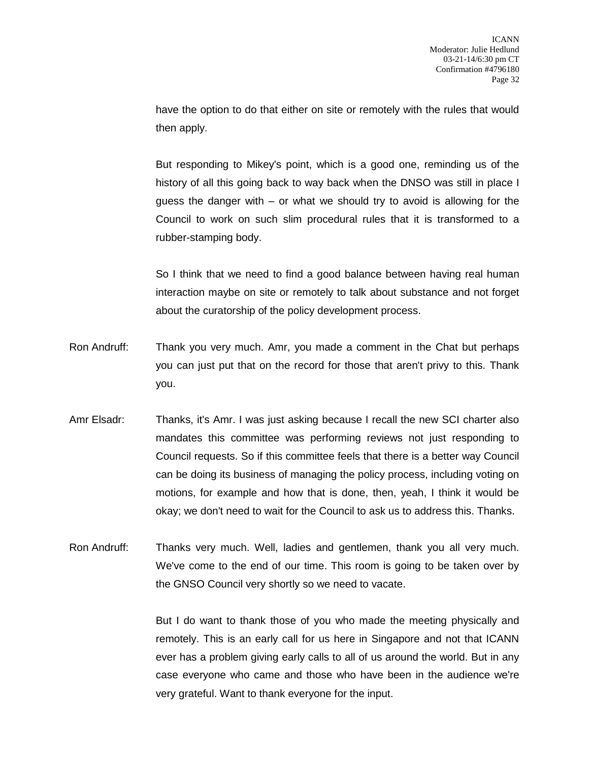have the option to do that either on site or remotely with the rules that would then apply.

But responding to Mikey's point, which is a good one, reminding us of the history of all this going back to way back when the DNSO was still in place I guess the danger with – or what we should try to avoid is allowing for the Council to work on such slim procedural rules that it is transformed to a rubber-stamping body.

So I think that we need to find a good balance between having real human interaction maybe on site or remotely to talk about substance and not forget about the curatorship of the policy development process.

Ron Andruff: Thank you very much. Amr, you made a comment in the Chat but perhaps you can just put that on the record for those that aren't privy to this. Thank you.

Amr Elsadr: Thanks, it's Amr. I was just asking because I recall the new SCI charter also mandates this committee was performing reviews not just responding to Council requests. So if this committee feels that there is a better way Council can be doing its business of managing the policy process, including voting on motions, for example and how that is done, then, yeah, I think it would be okay; we don't need to wait for the Council to ask us to address this. Thanks.

Ron Andruff: Thanks very much. Well, ladies and gentlemen, thank you all very much. We've come to the end of our time. This room is going to be taken over by the GNSO Council very shortly so we need to vacate.

But I do want to thank those of you who made the meeting physically and remotely. This is an early call for us here in Singapore and not that ICANN ever has a problem giving early calls to all of us around the world. But in any case everyone who came and those who have been in the audience we're very grateful. Want to thank everyone for the input.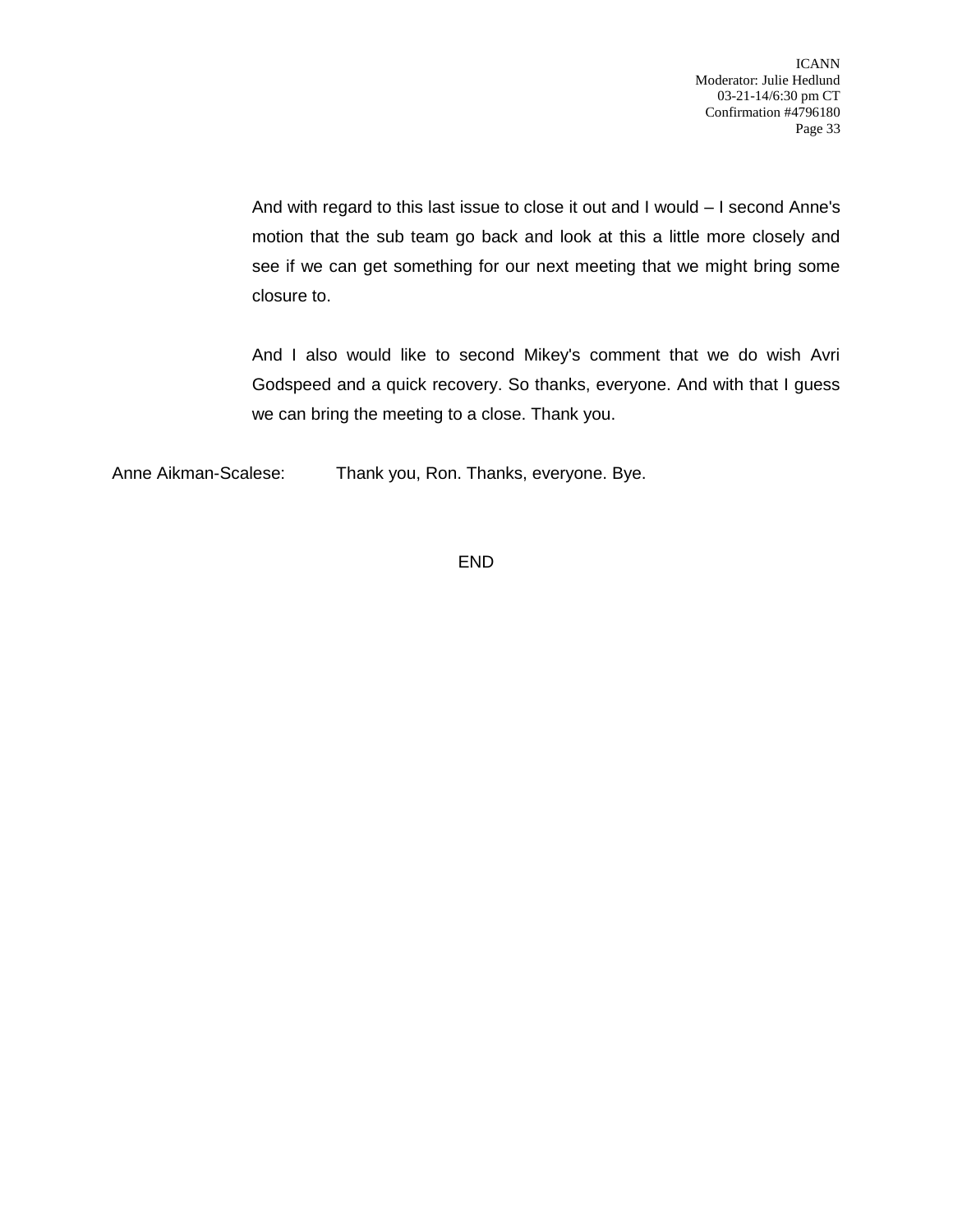And with regard to this last issue to close it out and I would – I second Anne's motion that the sub team go back and look at this a little more closely and see if we can get something for our next meeting that we might bring some closure to.

And I also would like to second Mikey's comment that we do wish Avri Godspeed and a quick recovery. So thanks, everyone. And with that I guess we can bring the meeting to a close. Thank you.

Anne Aikman-Scalese: Thank you, Ron. Thanks, everyone. Bye.

END